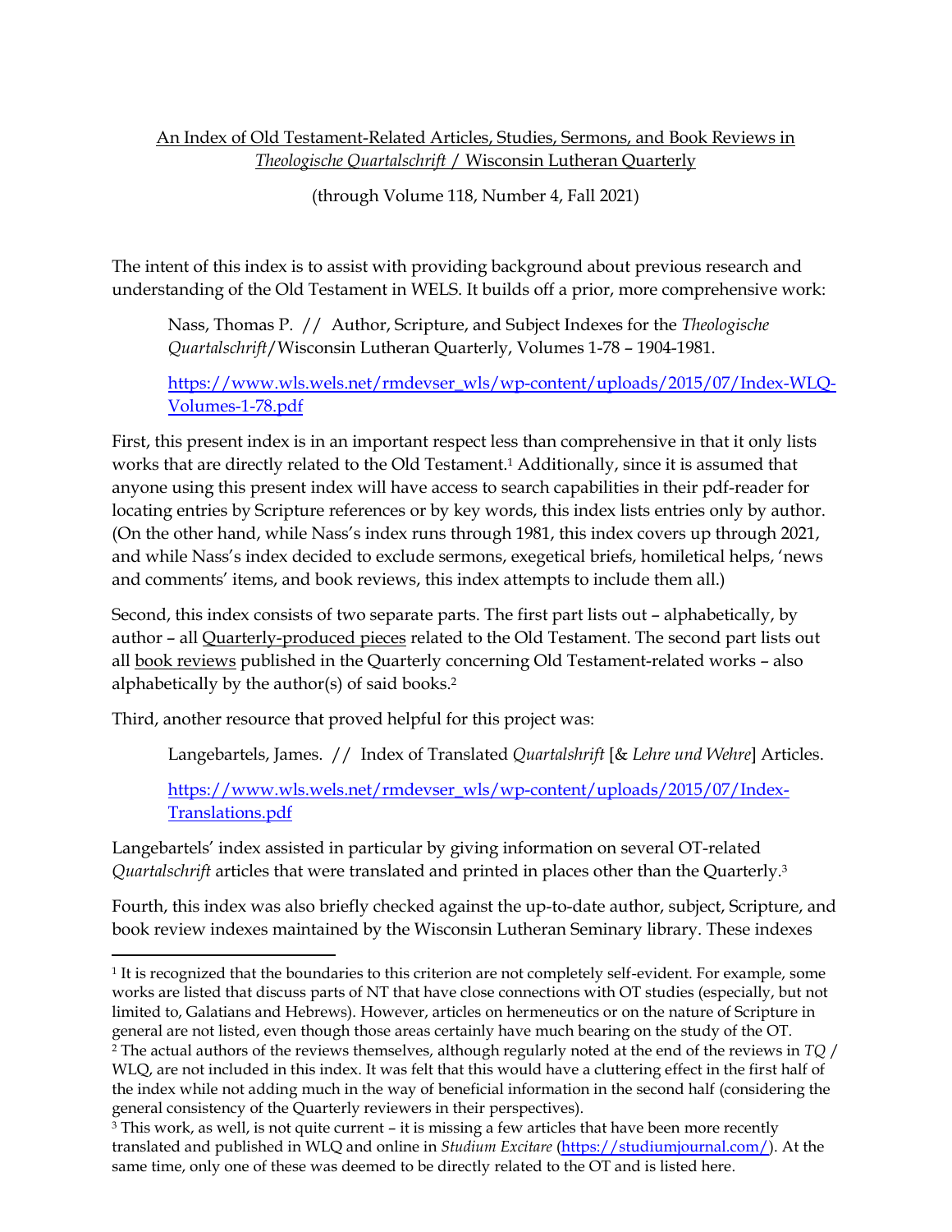An Index of Old Testament-Related Articles, Studies, Sermons, and Book Reviews in *Theologische Quartalschrift* / Wisconsin Lutheran Quarterly

(through Volume 118, Number 4, Fall 2021)

The intent of this index is to assist with providing background about previous research and understanding of the Old Testament in WELS. It builds off a prior, more comprehensive work:

> Nass, Thomas P. // Author, Scripture, and Subject Indexes for the *Theologische Quartalschrift*/Wisconsin Lutheran Quarterly, Volumes 1-78 – 1904-1981.
>
> https://www.wls.wels.net/rmdevser_wls/wp-content/uploads/2015/07/Index-WLQ-Volumes-1-78.pdf

First, this present index is in an important respect less than comprehensive in that it only lists works that are directly related to the Old Testament.[1] Additionally, since it is assumed that anyone using this present index will have access to search capabilities in their pdf-reader for locating entries by Scripture references or by key words, this index lists entries only by author. (On the other hand, while Nass's index runs through 1981, this index covers up through 2021, and while Nass's index decided to exclude sermons, exegetical briefs, homiletical helps, 'news and comments' items, and book reviews, this index attempts to include them all.)

Second, this index consists of two separate parts. The first part lists out – alphabetically, by author – all Quarterly-produced pieces related to the Old Testament. The second part lists out all book reviews published in the Quarterly concerning Old Testament-related works – also alphabetically by the author(s) of said books.[2]

Third, another resource that proved helpful for this project was:

> Langebartels, James. // Index of Translated *Quartalshrift* [& *Lehre und Wehre*] Articles.
>
> https://www.wls.wels.net/rmdevser_wls/wp-content/uploads/2015/07/Index-Translations.pdf

Langebartels' index assisted in particular by giving information on several OT-related *Quartalschrift* articles that were translated and printed in places other than the Quarterly.[3]

Fourth, this index was also briefly checked against the up-to-date author, subject, Scripture, and book review indexes maintained by the Wisconsin Lutheran Seminary library. These indexes

---

[1] It is recognized that the boundaries to this criterion are not completely self-evident. For example, some works are listed that discuss parts of NT that have close connections with OT studies (especially, but not limited to, Galatians and Hebrews). However, articles on hermeneutics or on the nature of Scripture in general are not listed, even though those areas certainly have much bearing on the study of the OT.

[2] The actual authors of the reviews themselves, although regularly noted at the end of the reviews in *TQ* / WLQ, are not included in this index. It was felt that this would have a cluttering effect in the first half of the index while not adding much in the way of beneficial information in the second half (considering the general consistency of the Quarterly reviewers in their perspectives).

[3] This work, as well, is not quite current – it is missing a few articles that have been more recently translated and published in WLQ and online in *Studium Excitare* (https://studiumjournal.com/). At the same time, only one of these was deemed to be directly related to the OT and is listed here.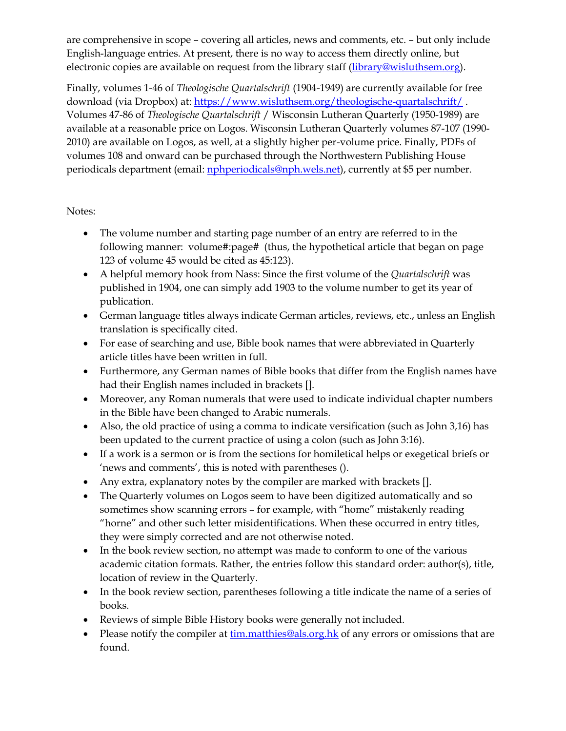are comprehensive in scope – covering all articles, news and comments, etc. – but only include English-language entries. At present, there is no way to access them directly online, but electronic copies are available on request from the library staff (library@wisluthsem.org).

Finally, volumes 1-46 of *Theologische Quartalschrift* (1904-1949) are currently available for free download (via Dropbox) at: https://www.wisluthsem.org/theologische-quartalschrift/ . Volumes 47-86 of *Theologische Quartalschrift* / Wisconsin Lutheran Quarterly (1950-1989) are available at a reasonable price on Logos. Wisconsin Lutheran Quarterly volumes 87-107 (1990-2010) are available on Logos, as well, at a slightly higher per-volume price. Finally, PDFs of volumes 108 and onward can be purchased through the Northwestern Publishing House periodicals department (email: nphperiodicals@nph.wels.net), currently at $5 per number.

Notes:

- The volume number and starting page number of an entry are referred to in the following manner: volume#:page# (thus, the hypothetical article that began on page 123 of volume 45 would be cited as 45:123).
- A helpful memory hook from Nass: Since the first volume of the *Quartalschrift* was published in 1904, one can simply add 1903 to the volume number to get its year of publication.
- German language titles always indicate German articles, reviews, etc., unless an English translation is specifically cited.
- For ease of searching and use, Bible book names that were abbreviated in Quarterly article titles have been written in full.
- Furthermore, any German names of Bible books that differ from the English names have had their English names included in brackets [].
- Moreover, any Roman numerals that were used to indicate individual chapter numbers in the Bible have been changed to Arabic numerals.
- Also, the old practice of using a comma to indicate versification (such as John 3,16) has been updated to the current practice of using a colon (such as John 3:16).
- If a work is a sermon or is from the sections for homiletical helps or exegetical briefs or 'news and comments', this is noted with parentheses ().
- Any extra, explanatory notes by the compiler are marked with brackets [].
- The Quarterly volumes on Logos seem to have been digitized automatically and so sometimes show scanning errors – for example, with "home" mistakenly reading "horne" and other such letter misidentifications. When these occurred in entry titles, they were simply corrected and are not otherwise noted.
- In the book review section, no attempt was made to conform to one of the various academic citation formats. Rather, the entries follow this standard order: author(s), title, location of review in the Quarterly.
- In the book review section, parentheses following a title indicate the name of a series of books.
- Reviews of simple Bible History books were generally not included.
- Please notify the compiler at tim.matthies@als.org.hk of any errors or omissions that are found.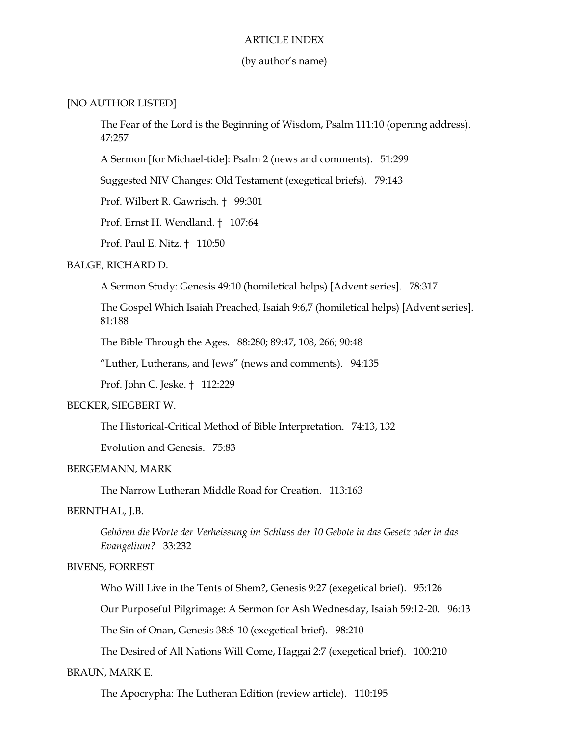# ARTICLE INDEX

(by author's name)

[NO AUTHOR LISTED]

The Fear of the Lord is the Beginning of Wisdom, Psalm 111:10 (opening address). 47:257

A Sermon [for Michael-tide]: Psalm 2 (news and comments). 51:299

Suggested NIV Changes: Old Testament (exegetical briefs). 79:143

Prof. Wilbert R. Gawrisch. † 99:301

Prof. Ernst H. Wendland. † 107:64

Prof. Paul E. Nitz. † 110:50

BALGE, RICHARD D.

A Sermon Study: Genesis 49:10 (homiletical helps) [Advent series]. 78:317

The Gospel Which Isaiah Preached, Isaiah 9:6,7 (homiletical helps) [Advent series]. 81:188

The Bible Through the Ages. 88:280; 89:47, 108, 266; 90:48

"Luther, Lutherans, and Jews" (news and comments). 94:135

Prof. John C. Jeske. † 112:229

BECKER, SIEGBERT W.

The Historical-Critical Method of Bible Interpretation. 74:13, 132

Evolution and Genesis. 75:83

BERGEMANN, MARK

The Narrow Lutheran Middle Road for Creation. 113:163

BERNTHAL, J.B.

*Gehören die Worte der Verheissung im Schluss der 10 Gebote in das Gesetz oder in das Evangelium?* 33:232

BIVENS, FORREST

Who Will Live in the Tents of Shem?, Genesis 9:27 (exegetical brief). 95:126

Our Purposeful Pilgrimage: A Sermon for Ash Wednesday, Isaiah 59:12-20. 96:13

The Sin of Onan, Genesis 38:8-10 (exegetical brief). 98:210

The Desired of All Nations Will Come, Haggai 2:7 (exegetical brief). 100:210

BRAUN, MARK E.

The Apocrypha: The Lutheran Edition (review article). 110:195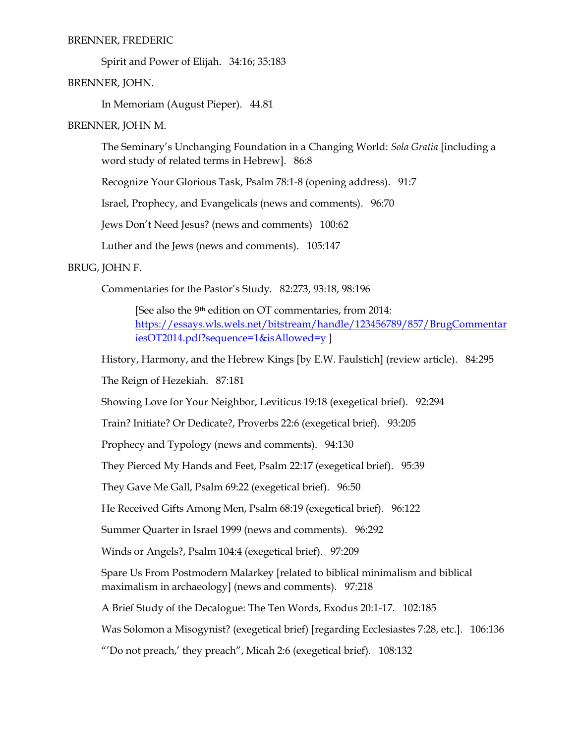BRENNER, FREDERIC

Spirit and Power of Elijah. 34:16; 35:183

BRENNER, JOHN.

In Memoriam (August Pieper). 44.81

BRENNER, JOHN M.

The Seminary's Unchanging Foundation in a Changing World: *Sola Gratia* [including a word study of related terms in Hebrew]. 86:8

Recognize Your Glorious Task, Psalm 78:1-8 (opening address). 91:7

Israel, Prophecy, and Evangelicals (news and comments). 96:70

Jews Don't Need Jesus? (news and comments) 100:62

Luther and the Jews (news and comments). 105:147

BRUG, JOHN F.

Commentaries for the Pastor's Study. 82:273, 93:18, 98:196

[See also the 9th edition on OT commentaries, from 2014: https://essays.wls.wels.net/bitstream/handle/123456789/857/BrugCommentariesOT2014.pdf?sequence=1&isAllowed=y ]

History, Harmony, and the Hebrew Kings [by E.W. Faulstich] (review article). 84:295

The Reign of Hezekiah. 87:181

Showing Love for Your Neighbor, Leviticus 19:18 (exegetical brief). 92:294

Train? Initiate? Or Dedicate?, Proverbs 22:6 (exegetical brief). 93:205

Prophecy and Typology (news and comments). 94:130

They Pierced My Hands and Feet, Psalm 22:17 (exegetical brief). 95:39

They Gave Me Gall, Psalm 69:22 (exegetical brief). 96:50

He Received Gifts Among Men, Psalm 68:19 (exegetical brief). 96:122

Summer Quarter in Israel 1999 (news and comments). 96:292

Winds or Angels?, Psalm 104:4 (exegetical brief). 97:209

Spare Us From Postmodern Malarkey [related to biblical minimalism and biblical maximalism in archaeology] (news and comments). 97:218

A Brief Study of the Decalogue: The Ten Words, Exodus 20:1-17. 102:185

Was Solomon a Misogynist? (exegetical brief) [regarding Ecclesiastes 7:28, etc.]. 106:136

"'Do not preach,' they preach", Micah 2:6 (exegetical brief). 108:132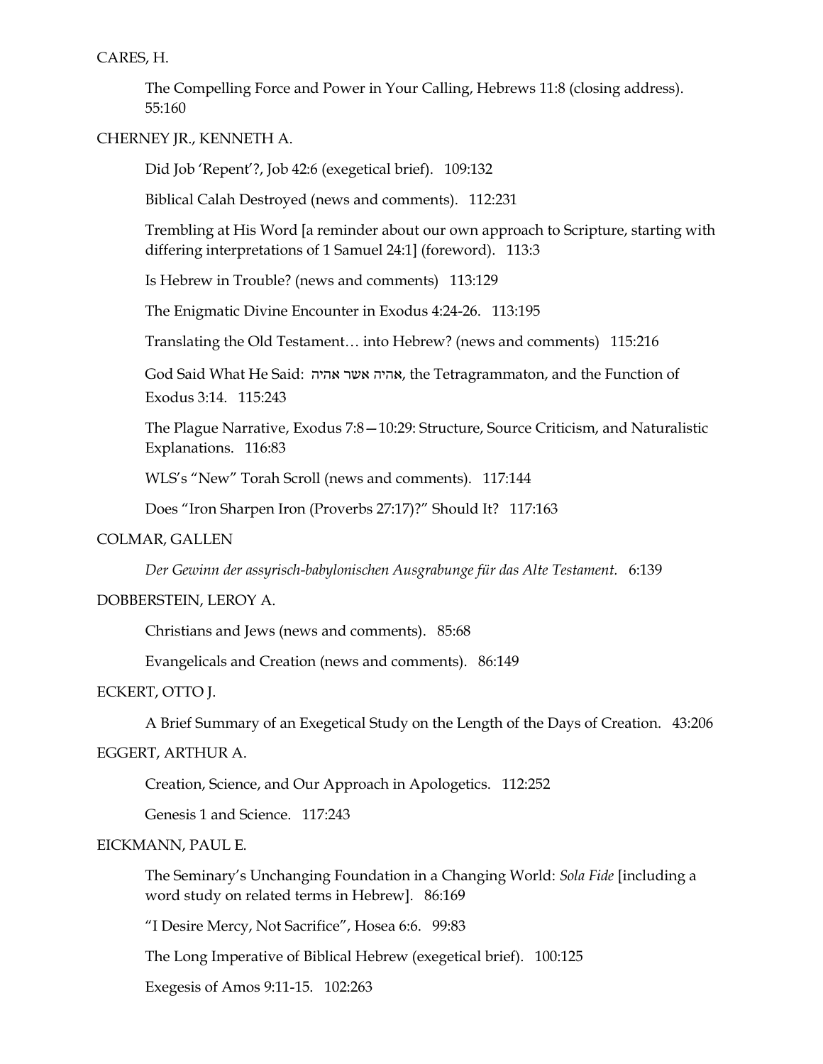CARES, H.

The Compelling Force and Power in Your Calling, Hebrews 11:8 (closing address). 55:160

CHERNEY JR., KENNETH A.

Did Job 'Repent'?, Job 42:6 (exegetical brief). 109:132

Biblical Calah Destroyed (news and comments). 112:231

Trembling at His Word [a reminder about our own approach to Scripture, starting with differing interpretations of 1 Samuel 24:1] (foreword). 113:3

Is Hebrew in Trouble? (news and comments) 113:129

The Enigmatic Divine Encounter in Exodus 4:24-26. 113:195

Translating the Old Testament… into Hebrew? (news and comments) 115:216

God Said What He Said: אהיה אשר אהיה, the Tetragrammaton, and the Function of Exodus 3:14. 115:243

The Plague Narrative, Exodus 7:8—10:29: Structure, Source Criticism, and Naturalistic Explanations. 116:83

WLS's "New" Torah Scroll (news and comments). 117:144

Does "Iron Sharpen Iron (Proverbs 27:17)?" Should It? 117:163

COLMAR, GALLEN

*Der Gewinn der assyrisch-babylonischen Ausgrabunge für das Alte Testament.* 6:139

DOBBERSTEIN, LEROY A.

Christians and Jews (news and comments). 85:68

Evangelicals and Creation (news and comments). 86:149

ECKERT, OTTO J.

A Brief Summary of an Exegetical Study on the Length of the Days of Creation. 43:206

EGGERT, ARTHUR A.

Creation, Science, and Our Approach in Apologetics. 112:252

Genesis 1 and Science. 117:243

EICKMANN, PAUL E.

The Seminary's Unchanging Foundation in a Changing World: *Sola Fide* [including a word study on related terms in Hebrew]. 86:169

"I Desire Mercy, Not Sacrifice", Hosea 6:6. 99:83

The Long Imperative of Biblical Hebrew (exegetical brief). 100:125

Exegesis of Amos 9:11-15. 102:263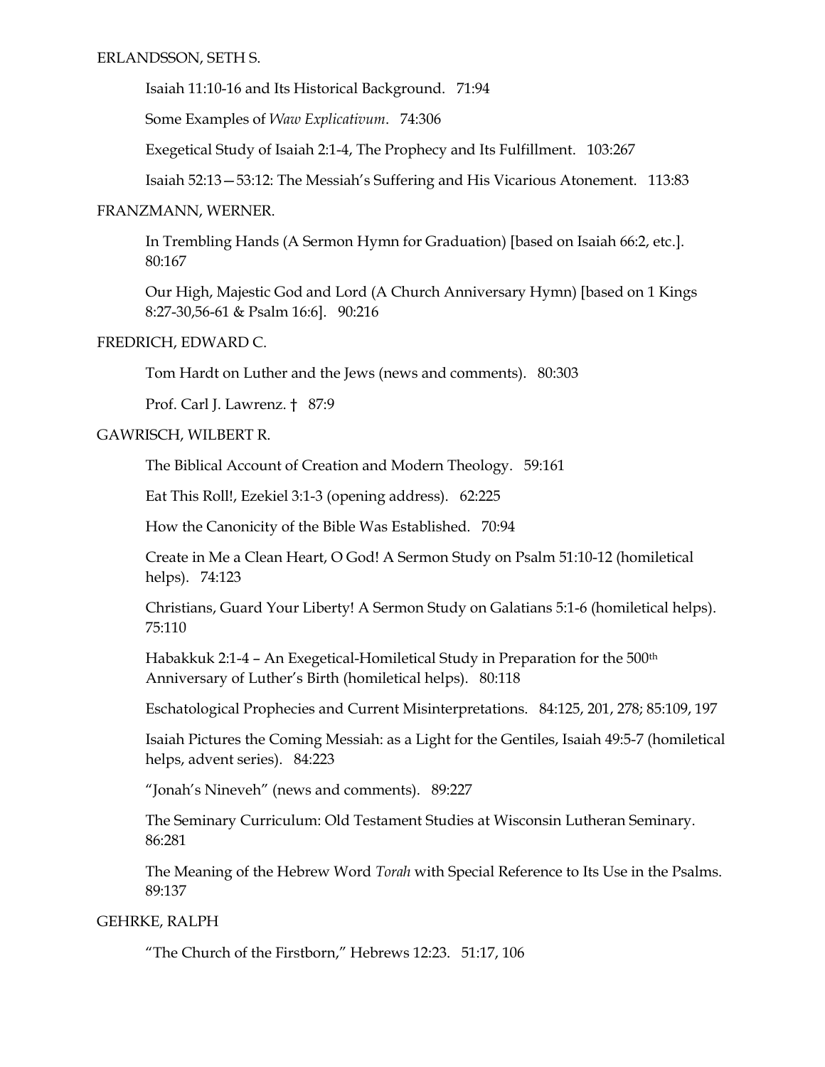ERLANDSSON, SETH S.

Isaiah 11:10-16 and Its Historical Background. 71:94

Some Examples of *Waw Explicativum*. 74:306

Exegetical Study of Isaiah 2:1-4, The Prophecy and Its Fulfillment. 103:267

Isaiah 52:13—53:12: The Messiah's Suffering and His Vicarious Atonement. 113:83

FRANZMANN, WERNER.

In Trembling Hands (A Sermon Hymn for Graduation) [based on Isaiah 66:2, etc.]. 80:167

Our High, Majestic God and Lord (A Church Anniversary Hymn) [based on 1 Kings 8:27-30,56-61 & Psalm 16:6]. 90:216

FREDRICH, EDWARD C.

Tom Hardt on Luther and the Jews (news and comments). 80:303

Prof. Carl J. Lawrenz. † 87:9

GAWRISCH, WILBERT R.

The Biblical Account of Creation and Modern Theology. 59:161

Eat This Roll!, Ezekiel 3:1-3 (opening address). 62:225

How the Canonicity of the Bible Was Established. 70:94

Create in Me a Clean Heart, O God! A Sermon Study on Psalm 51:10-12 (homiletical helps). 74:123

Christians, Guard Your Liberty! A Sermon Study on Galatians 5:1-6 (homiletical helps). 75:110

Habakkuk 2:1-4 – An Exegetical-Homiletical Study in Preparation for the 500th Anniversary of Luther's Birth (homiletical helps). 80:118

Eschatological Prophecies and Current Misinterpretations. 84:125, 201, 278; 85:109, 197

Isaiah Pictures the Coming Messiah: as a Light for the Gentiles, Isaiah 49:5-7 (homiletical helps, advent series). 84:223

"Jonah's Nineveh" (news and comments). 89:227

The Seminary Curriculum: Old Testament Studies at Wisconsin Lutheran Seminary. 86:281

The Meaning of the Hebrew Word *Torah* with Special Reference to Its Use in the Psalms. 89:137

GEHRKE, RALPH

"The Church of the Firstborn," Hebrews 12:23. 51:17, 106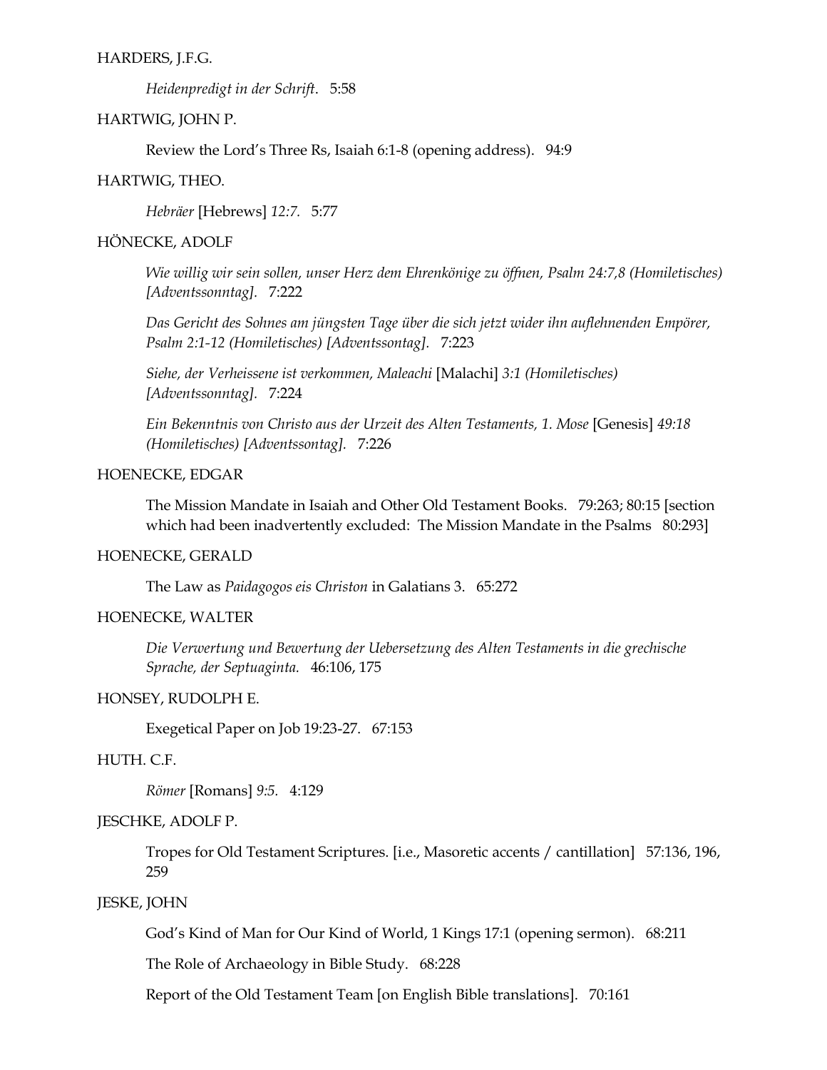HARDERS, J.F.G.

*Heidenpredigt in der Schrift*. 5:58

HARTWIG, JOHN P.

Review the Lord's Three Rs, Isaiah 6:1-8 (opening address). 94:9

HARTWIG, THEO.

*Hebräer* [Hebrews] *12:7.* 5:77

HÖNECKE, ADOLF

*Wie willig wir sein sollen, unser Herz dem Ehrenkönige zu öffnen, Psalm 24:7,8 (Homiletisches) [Adventssonntag].* 7:222

*Das Gericht des Sohnes am jüngsten Tage über die sich jetzt wider ihn auflehnenden Empörer, Psalm 2:1-12 (Homiletisches) [Adventssontag].* 7:223

*Siehe, der Verheissene ist verkommen, Maleachi* [Malachi] *3:1 (Homiletisches) [Adventssonntag].* 7:224

*Ein Bekenntnis von Christo aus der Urzeit des Alten Testaments, 1. Mose* [Genesis] *49:18 (Homiletisches) [Adventssontag].* 7:226

HOENECKE, EDGAR

The Mission Mandate in Isaiah and Other Old Testament Books. 79:263; 80:15 [section which had been inadvertently excluded: The Mission Mandate in the Psalms 80:293]

HOENECKE, GERALD

The Law as *Paidagogos eis Christon* in Galatians 3. 65:272

HOENECKE, WALTER

*Die Verwertung und Bewertung der Uebersetzung des Alten Testaments in die grechische Sprache, der Septuaginta.* 46:106, 175

HONSEY, RUDOLPH E.

Exegetical Paper on Job 19:23-27. 67:153

HUTH. C.F.

*Römer* [Romans] *9:5.* 4:129

JESCHKE, ADOLF P.

Tropes for Old Testament Scriptures. [i.e., Masoretic accents / cantillation] 57:136, 196, 259

JESKE, JOHN

God's Kind of Man for Our Kind of World, 1 Kings 17:1 (opening sermon). 68:211

The Role of Archaeology in Bible Study. 68:228

Report of the Old Testament Team [on English Bible translations]. 70:161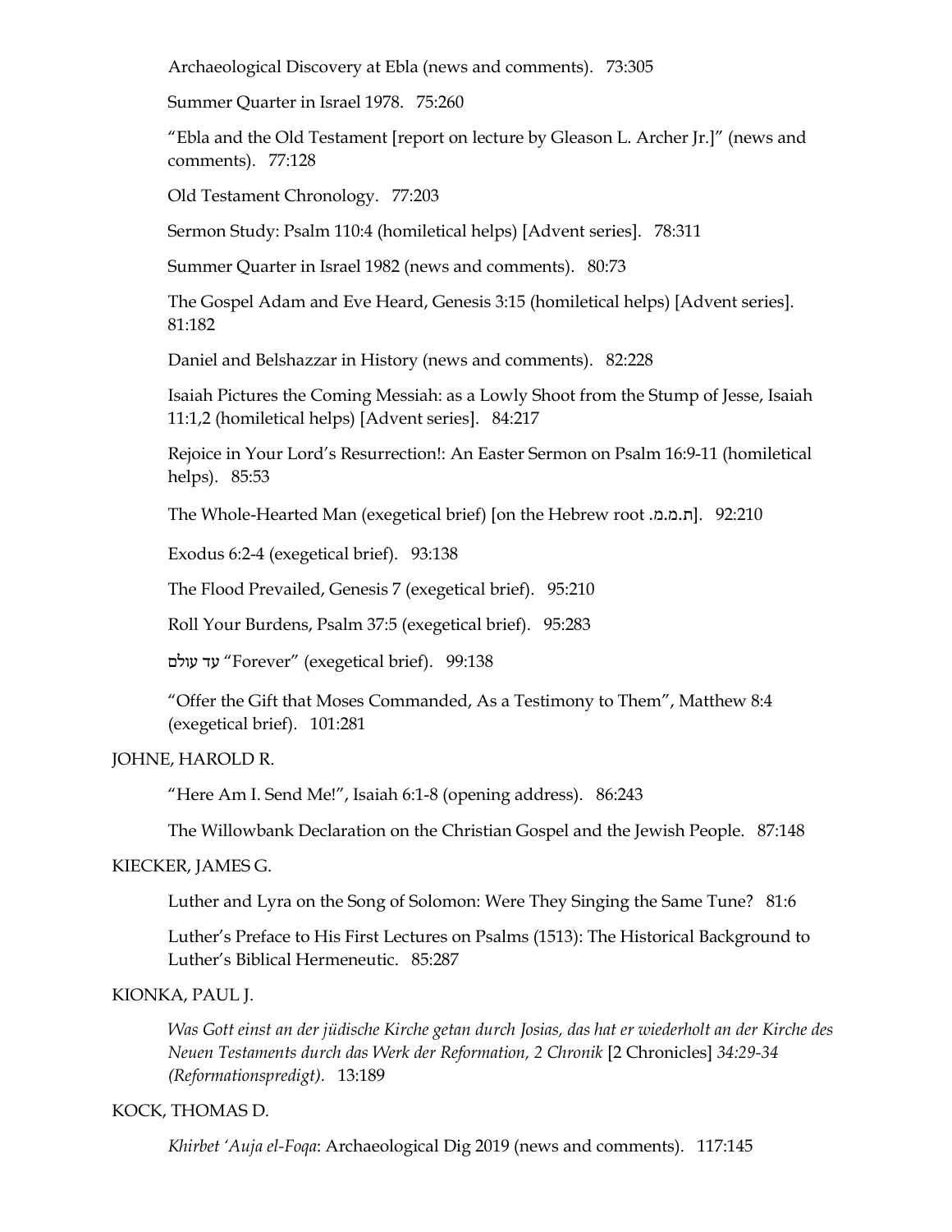Archaeological Discovery at Ebla (news and comments). 73:305

Summer Quarter in Israel 1978. 75:260

"Ebla and the Old Testament [report on lecture by Gleason L. Archer Jr.]" (news and comments). 77:128

Old Testament Chronology. 77:203

Sermon Study: Psalm 110:4 (homiletical helps) [Advent series]. 78:311

Summer Quarter in Israel 1982 (news and comments). 80:73

The Gospel Adam and Eve Heard, Genesis 3:15 (homiletical helps) [Advent series]. 81:182

Daniel and Belshazzar in History (news and comments). 82:228

Isaiah Pictures the Coming Messiah: as a Lowly Shoot from the Stump of Jesse, Isaiah 11:1,2 (homiletical helps) [Advent series]. 84:217

Rejoice in Your Lord's Resurrection!: An Easter Sermon on Psalm 16:9-11 (homiletical helps). 85:53

The Whole-Hearted Man (exegetical brief) [on the Hebrew root ת.מ.ם.]. 92:210

Exodus 6:2-4 (exegetical brief). 93:138

The Flood Prevailed, Genesis 7 (exegetical brief). 95:210

Roll Your Burdens, Psalm 37:5 (exegetical brief). 95:283

עד עולם "Forever" (exegetical brief). 99:138

"Offer the Gift that Moses Commanded, As a Testimony to Them", Matthew 8:4 (exegetical brief). 101:281

JOHNE, HAROLD R.

"Here Am I. Send Me!", Isaiah 6:1-8 (opening address). 86:243

The Willowbank Declaration on the Christian Gospel and the Jewish People. 87:148

KIECKER, JAMES G.

Luther and Lyra on the Song of Solomon: Were They Singing the Same Tune? 81:6

Luther's Preface to His First Lectures on Psalms (1513): The Historical Background to Luther's Biblical Hermeneutic. 85:287

KIONKA, PAUL J.

*Was Gott einst an der jüdische Kirche getan durch Josias, das hat er wiederholt an der Kirche des Neuen Testaments durch das Werk der Reformation, 2 Chronik* [2 Chronicles] *34:29-34 (Reformationspredigt).* 13:189

KOCK, THOMAS D.

*Khirbet 'Auja el-Foqa*: Archaeological Dig 2019 (news and comments). 117:145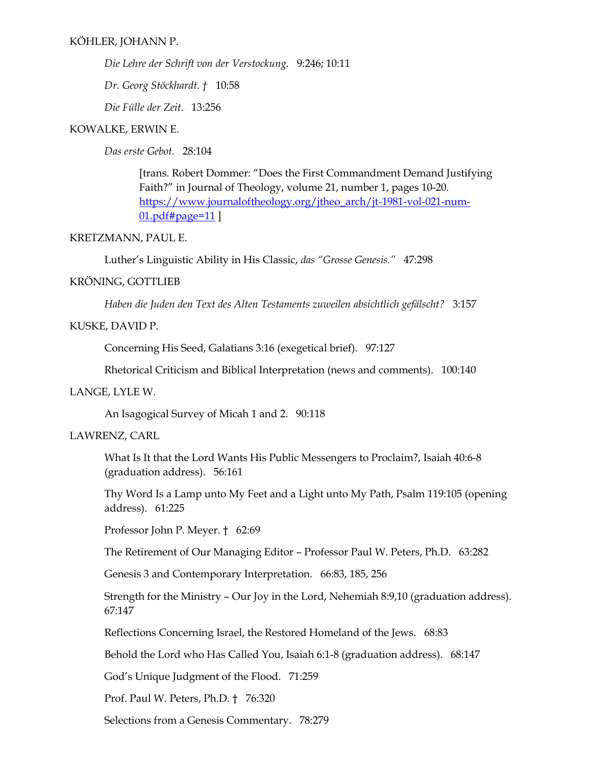KÖHLER, JOHANN P.

*Die Lehre der Schrift von der Verstockung.* 9:246; 10:11

*Dr. Georg Stöckhardt. †* 10:58

*Die Fülle der Zeit.* 13:256

KOWALKE, ERWIN E.

*Das erste Gebot.* 28:104

[trans. Robert Dommer: "Does the First Commandment Demand Justifying Faith?" in Journal of Theology, volume 21, number 1, pages 10-20. https://www.journaloftheology.org/jtheo_arch/jt-1981-vol-021-num-01.pdf#page=11 ]

KRETZMANN, PAUL E.

Luther's Linguistic Ability in His Classic, *das "Grosse Genesis."* 47:298

KRÖNING, GOTTLIEB

*Haben die Juden den Text des Alten Testaments zuweilen absichtlich gefälscht?* 3:157

KUSKE, DAVID P.

Concerning His Seed, Galatians 3:16 (exegetical brief). 97:127

Rhetorical Criticism and Biblical Interpretation (news and comments). 100:140

LANGE, LYLE W.

An Isagogical Survey of Micah 1 and 2. 90:118

LAWRENZ, CARL

What Is It that the Lord Wants His Public Messengers to Proclaim?, Isaiah 40:6-8 (graduation address). 56:161

Thy Word Is a Lamp unto My Feet and a Light unto My Path, Psalm 119:105 (opening address). 61:225

Professor John P. Meyer. † 62:69

The Retirement of Our Managing Editor – Professor Paul W. Peters, Ph.D. 63:282

Genesis 3 and Contemporary Interpretation. 66:83, 185, 256

Strength for the Ministry – Our Joy in the Lord, Nehemiah 8:9,10 (graduation address). 67:147

Reflections Concerning Israel, the Restored Homeland of the Jews. 68:83

Behold the Lord who Has Called You, Isaiah 6:1-8 (graduation address). 68:147

God's Unique Judgment of the Flood. 71:259

Prof. Paul W. Peters, Ph.D. † 76:320

Selections from a Genesis Commentary. 78:279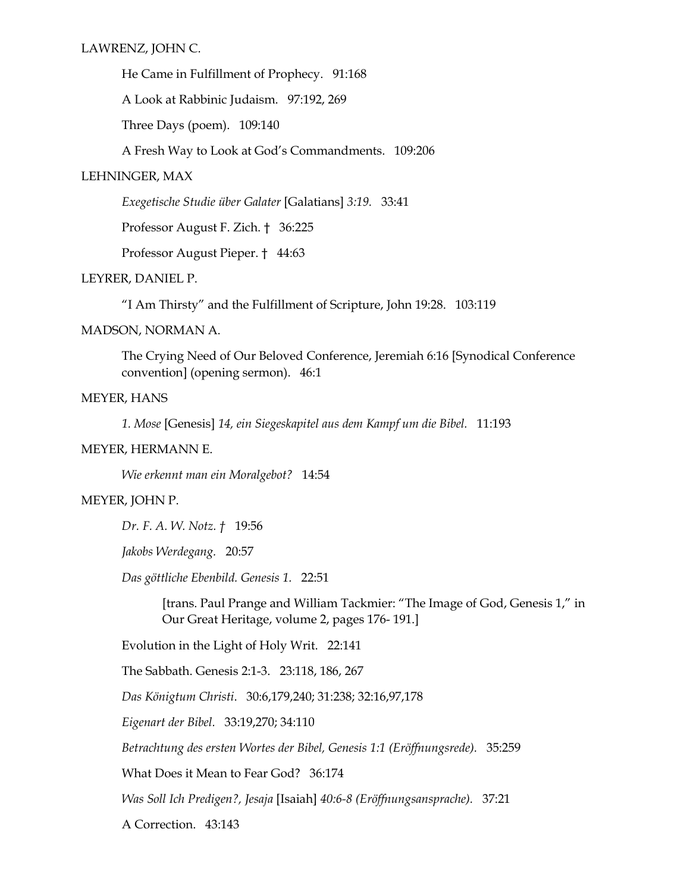LAWRENZ, JOHN C.

He Came in Fulfillment of Prophecy. 91:168

A Look at Rabbinic Judaism. 97:192, 269

Three Days (poem). 109:140

A Fresh Way to Look at God's Commandments. 109:206

LEHNINGER, MAX

*Exegetische Studie über Galater* [Galatians] *3:19.* 33:41

Professor August F. Zich. † 36:225

Professor August Pieper. † 44:63

LEYRER, DANIEL P.

"I Am Thirsty" and the Fulfillment of Scripture, John 19:28. 103:119

MADSON, NORMAN A.

The Crying Need of Our Beloved Conference, Jeremiah 6:16 [Synodical Conference convention] (opening sermon). 46:1

MEYER, HANS

*1. Mose* [Genesis] *14, ein Siegeskapitel aus dem Kampf um die Bibel.* 11:193

MEYER, HERMANN E.

*Wie erkennt man ein Moralgebot?* 14:54

MEYER, JOHN P.

*Dr. F. A. W. Notz. †* 19:56

*Jakobs Werdegang.* 20:57

*Das göttliche Ebenbild. Genesis 1.* 22:51

> [trans. Paul Prange and William Tackmier: "The Image of God, Genesis 1," in Our Great Heritage, volume 2, pages 176- 191.]

Evolution in the Light of Holy Writ. 22:141

The Sabbath. Genesis 2:1-3. 23:118, 186, 267

*Das Königtum Christi*. 30:6,179,240; 31:238; 32:16,97,178

*Eigenart der Bibel.* 33:19,270; 34:110

*Betrachtung des ersten Wortes der Bibel, Genesis 1:1 (Eröffnungsrede).* 35:259

What Does it Mean to Fear God? 36:174

*Was Soll Ich Predigen?, Jesaja* [Isaiah] *40:6-8 (Eröffnungsansprache).* 37:21

A Correction. 43:143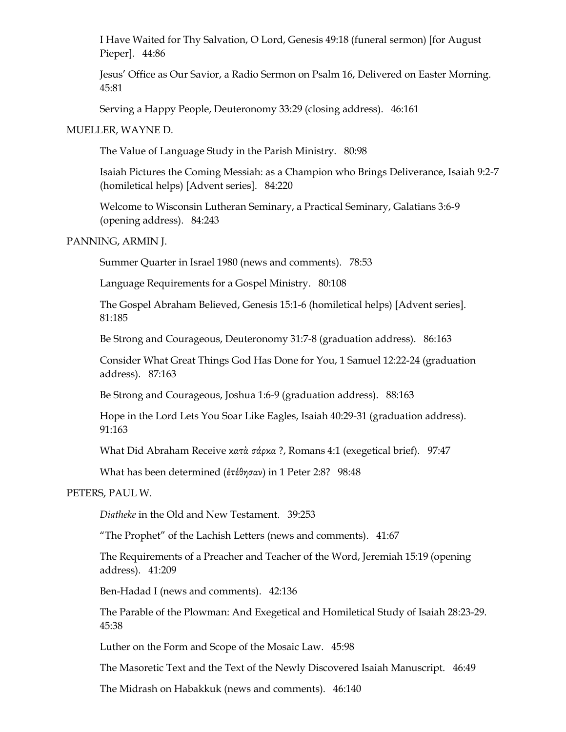I Have Waited for Thy Salvation, O Lord, Genesis 49:18 (funeral sermon) [for August Pieper]. 44:86

Jesus' Office as Our Savior, a Radio Sermon on Psalm 16, Delivered on Easter Morning. 45:81

Serving a Happy People, Deuteronomy 33:29 (closing address). 46:161

MUELLER, WAYNE D.

The Value of Language Study in the Parish Ministry. 80:98

Isaiah Pictures the Coming Messiah: as a Champion who Brings Deliverance, Isaiah 9:2-7 (homiletical helps) [Advent series]. 84:220

Welcome to Wisconsin Lutheran Seminary, a Practical Seminary, Galatians 3:6-9 (opening address). 84:243

PANNING, ARMIN J.

Summer Quarter in Israel 1980 (news and comments). 78:53

Language Requirements for a Gospel Ministry. 80:108

The Gospel Abraham Believed, Genesis 15:1-6 (homiletical helps) [Advent series]. 81:185

Be Strong and Courageous, Deuteronomy 31:7-8 (graduation address). 86:163

Consider What Great Things God Has Done for You, 1 Samuel 12:22-24 (graduation address). 87:163

Be Strong and Courageous, Joshua 1:6-9 (graduation address). 88:163

Hope in the Lord Lets You Soar Like Eagles, Isaiah 40:29-31 (graduation address). 91:163

What Did Abraham Receive κατὰ σάρκα ?, Romans 4:1 (exegetical brief). 97:47

What has been determined (ἐτέθησαν) in 1 Peter 2:8? 98:48

PETERS, PAUL W.

*Diatheke* in the Old and New Testament. 39:253

"The Prophet" of the Lachish Letters (news and comments). 41:67

The Requirements of a Preacher and Teacher of the Word, Jeremiah 15:19 (opening address). 41:209

Ben-Hadad I (news and comments). 42:136

The Parable of the Plowman: And Exegetical and Homiletical Study of Isaiah 28:23-29. 45:38

Luther on the Form and Scope of the Mosaic Law. 45:98

The Masoretic Text and the Text of the Newly Discovered Isaiah Manuscript. 46:49

The Midrash on Habakkuk (news and comments). 46:140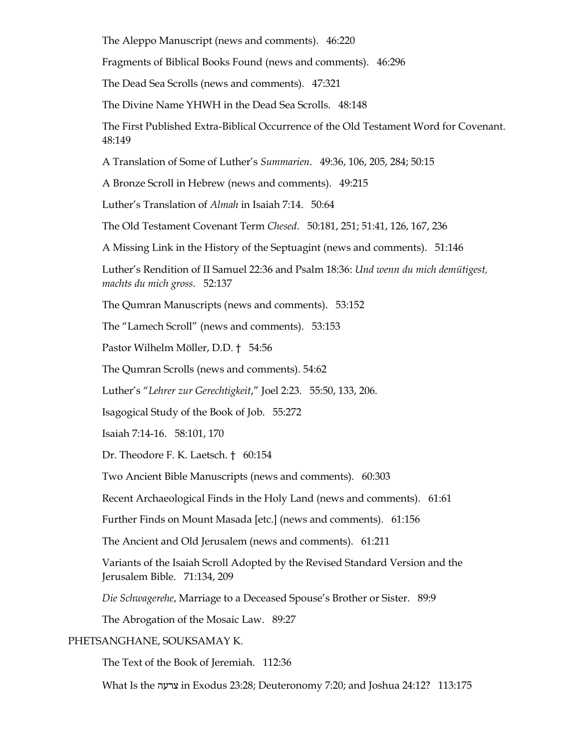The Aleppo Manuscript (news and comments). 46:220

Fragments of Biblical Books Found (news and comments). 46:296

The Dead Sea Scrolls (news and comments). 47:321

The Divine Name YHWH in the Dead Sea Scrolls. 48:148

The First Published Extra-Biblical Occurrence of the Old Testament Word for Covenant. 48:149

A Translation of Some of Luther's *Summarien*. 49:36, 106, 205, 284; 50:15

A Bronze Scroll in Hebrew (news and comments). 49:215

Luther's Translation of *Almah* in Isaiah 7:14. 50:64

The Old Testament Covenant Term *Chesed*. 50:181, 251; 51:41, 126, 167, 236

A Missing Link in the History of the Septuagint (news and comments). 51:146

Luther's Rendition of II Samuel 22:36 and Psalm 18:36: *Und wenn du mich demütigest, machts du mich gross*. 52:137

The Qumran Manuscripts (news and comments). 53:152

The "Lamech Scroll" (news and comments). 53:153

Pastor Wilhelm Möller, D.D. † 54:56

The Qumran Scrolls (news and comments). 54:62

Luther's "*Lehrer zur Gerechtigkeit*," Joel 2:23. 55:50, 133, 206.

Isagogical Study of the Book of Job. 55:272

Isaiah 7:14-16. 58:101, 170

Dr. Theodore F. K. Laetsch. † 60:154

Two Ancient Bible Manuscripts (news and comments). 60:303

Recent Archaeological Finds in the Holy Land (news and comments). 61:61

Further Finds on Mount Masada [etc.] (news and comments). 61:156

The Ancient and Old Jerusalem (news and comments). 61:211

Variants of the Isaiah Scroll Adopted by the Revised Standard Version and the Jerusalem Bible. 71:134, 209

*Die Schwagerehe*, Marriage to a Deceased Spouse's Brother or Sister. 89:9

The Abrogation of the Mosaic Law. 89:27

PHETSANGHANE, SOUKSAMAY K.

The Text of the Book of Jeremiah. 112:36

What Is the צרעה in Exodus 23:28; Deuteronomy 7:20; and Joshua 24:12? 113:175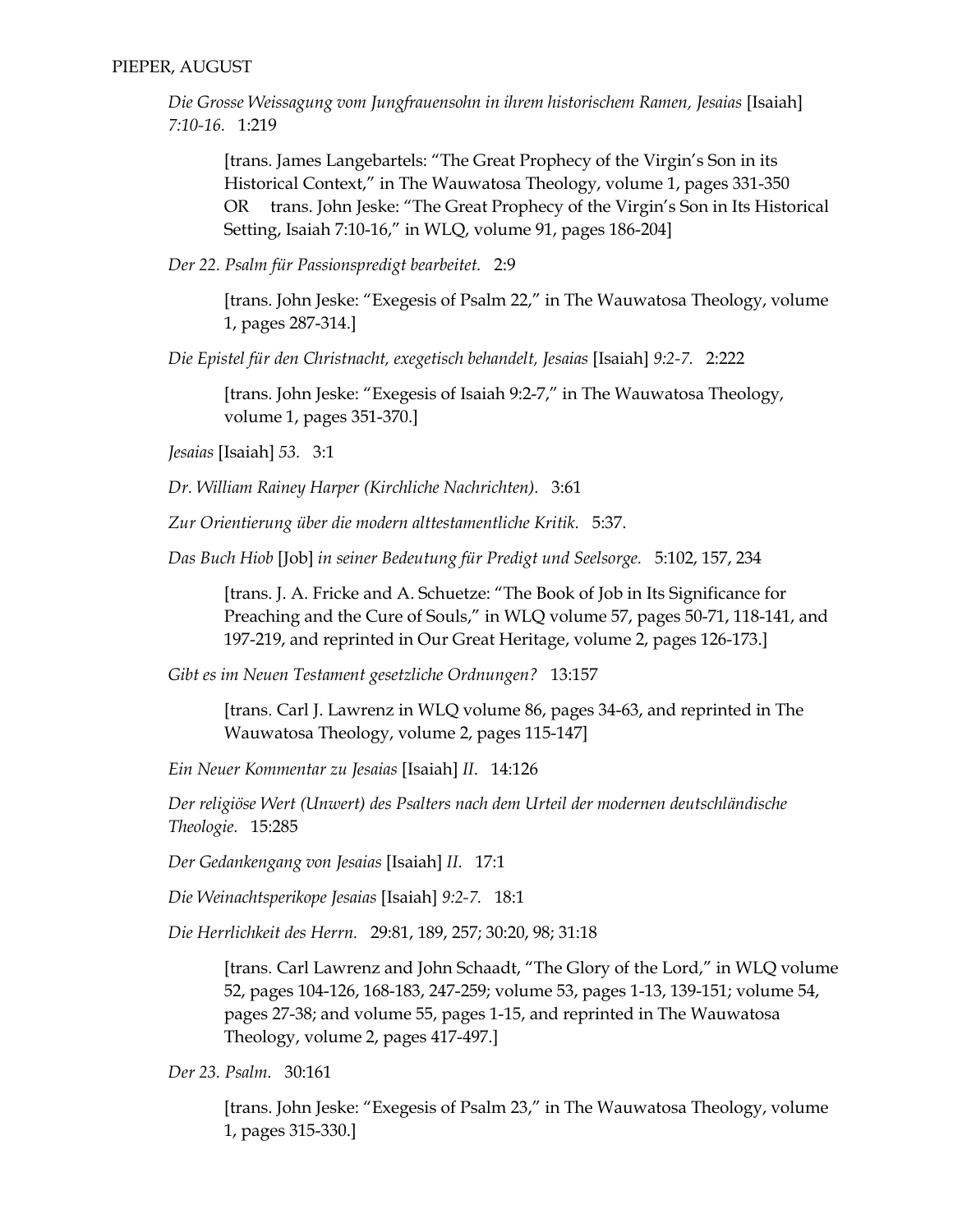PIEPER, AUGUST

*Die Grosse Weissagung vom Jungfrauensohn in ihrem historischem Ramen, Jesaias* [Isaiah] *7:10-16.* 1:219

> [trans. James Langebartels: "The Great Prophecy of the Virgin's Son in its Historical Context," in The Wauwatosa Theology, volume 1, pages 331-350 OR trans. John Jeske: "The Great Prophecy of the Virgin's Son in Its Historical Setting, Isaiah 7:10-16," in WLQ, volume 91, pages 186-204]

*Der 22. Psalm für Passionspredigt bearbeitet.* 2:9

> [trans. John Jeske: "Exegesis of Psalm 22," in The Wauwatosa Theology, volume 1, pages 287-314.]

*Die Epistel für den Christnacht, exegetisch behandelt, Jesaias* [Isaiah] *9:2-7.* 2:222

> [trans. John Jeske: "Exegesis of Isaiah 9:2-7," in The Wauwatosa Theology, volume 1, pages 351-370.]

*Jesaias* [Isaiah] *53.* 3:1

*Dr. William Rainey Harper (Kirchliche Nachrichten).* 3:61

*Zur Orientierung über die modern alttestamentliche Kritik.* 5:37.

*Das Buch Hiob* [Job] *in seiner Bedeutung für Predigt und Seelsorge.* 5:102, 157, 234

> [trans. J. A. Fricke and A. Schuetze: "The Book of Job in Its Significance for Preaching and the Cure of Souls," in WLQ volume 57, pages 50-71, 118-141, and 197-219, and reprinted in Our Great Heritage, volume 2, pages 126-173.]

*Gibt es im Neuen Testament gesetzliche Ordnungen?* 13:157

> [trans. Carl J. Lawrenz in WLQ volume 86, pages 34-63, and reprinted in The Wauwatosa Theology, volume 2, pages 115-147]

*Ein Neuer Kommentar zu Jesaias* [Isaiah] *II.* 14:126

*Der religiöse Wert (Unwert) des Psalters nach dem Urteil der modernen deutschländische Theologie.* 15:285

*Der Gedankengang von Jesaias* [Isaiah] *II.* 17:1

*Die Weinachtsperikope Jesaias* [Isaiah] *9:2-7.* 18:1

*Die Herrlichkeit des Herrn.* 29:81, 189, 257; 30:20, 98; 31:18

> [trans. Carl Lawrenz and John Schaadt, "The Glory of the Lord," in WLQ volume 52, pages 104-126, 168-183, 247-259; volume 53, pages 1-13, 139-151; volume 54, pages 27-38; and volume 55, pages 1-15, and reprinted in The Wauwatosa Theology, volume 2, pages 417-497.]

*Der 23. Psalm.* 30:161

> [trans. John Jeske: "Exegesis of Psalm 23," in The Wauwatosa Theology, volume 1, pages 315-330.]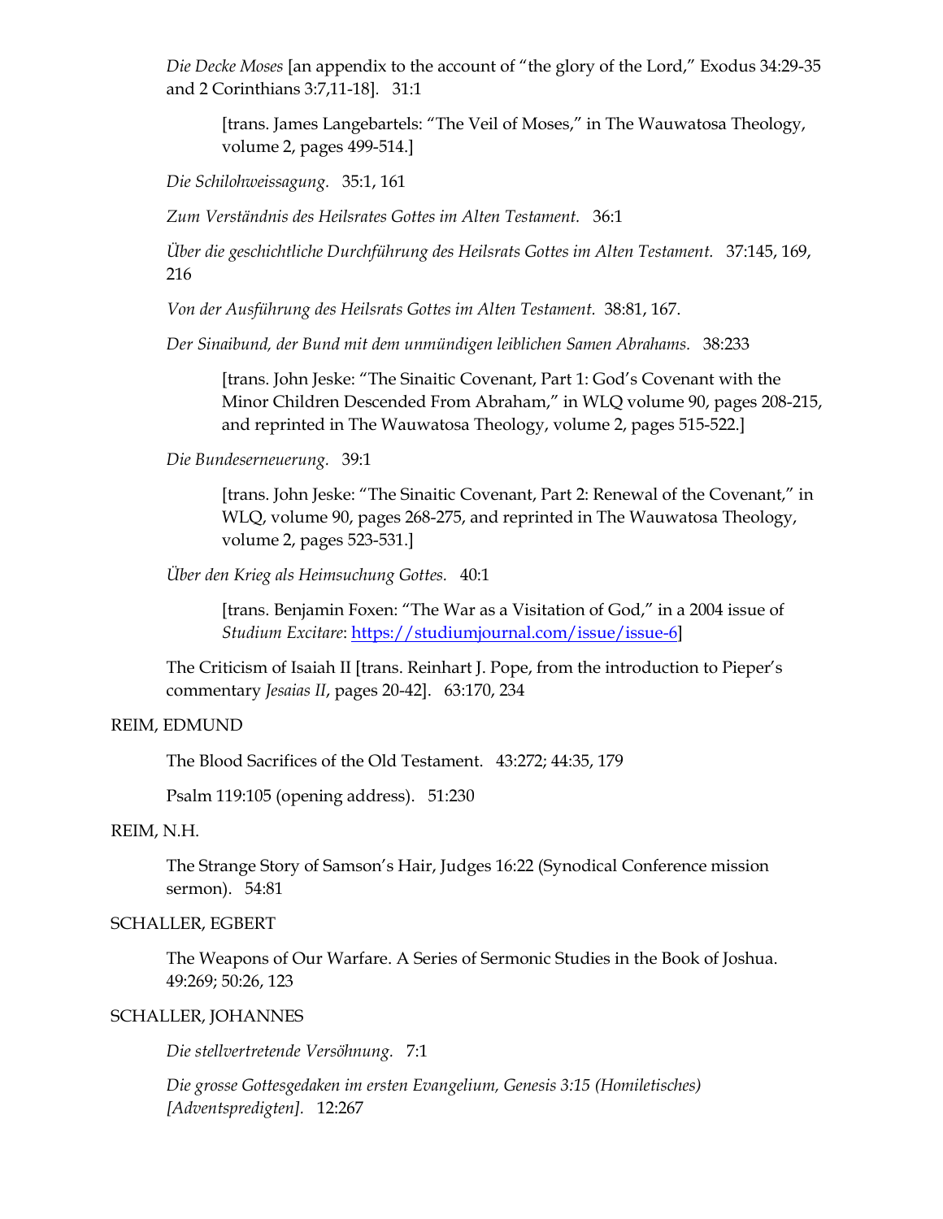*Die Decke Moses* [an appendix to the account of "the glory of the Lord," Exodus 34:29-35 and 2 Corinthians 3:7,11-18]. 31:1

> [trans. James Langebartels: "The Veil of Moses," in The Wauwatosa Theology, volume 2, pages 499-514.]

*Die Schilohweissagung.* 35:1, 161

*Zum Verständnis des Heilsrates Gottes im Alten Testament.* 36:1

*Über die geschichtliche Durchführung des Heilsrats Gottes im Alten Testament.* 37:145, 169, 216

*Von der Ausführung des Heilsrats Gottes im Alten Testament.* 38:81, 167.

*Der Sinaibund, der Bund mit dem unmündigen leiblichen Samen Abrahams.* 38:233

> [trans. John Jeske: "The Sinaitic Covenant, Part 1: God's Covenant with the Minor Children Descended From Abraham," in WLQ volume 90, pages 208-215, and reprinted in The Wauwatosa Theology, volume 2, pages 515-522.]

*Die Bundeserneuerung.* 39:1

> [trans. John Jeske: "The Sinaitic Covenant, Part 2: Renewal of the Covenant," in WLQ, volume 90, pages 268-275, and reprinted in The Wauwatosa Theology, volume 2, pages 523-531.]

*Über den Krieg als Heimsuchung Gottes.* 40:1

> [trans. Benjamin Foxen: "The War as a Visitation of God," in a 2004 issue of *Studium Excitare*: https://studiumjournal.com/issue/issue-6]

The Criticism of Isaiah II [trans. Reinhart J. Pope, from the introduction to Pieper's commentary *Jesaias II*, pages 20-42]. 63:170, 234

REIM, EDMUND

The Blood Sacrifices of the Old Testament. 43:272; 44:35, 179

Psalm 119:105 (opening address). 51:230

REIM, N.H.

The Strange Story of Samson's Hair, Judges 16:22 (Synodical Conference mission sermon). 54:81

SCHALLER, EGBERT

The Weapons of Our Warfare. A Series of Sermonic Studies in the Book of Joshua. 49:269; 50:26, 123

SCHALLER, JOHANNES

*Die stellvertretende Versöhnung.* 7:1

*Die grosse Gottesgedaken im ersten Evangelium, Genesis 3:15 (Homiletisches) [Adventspredigten].* 12:267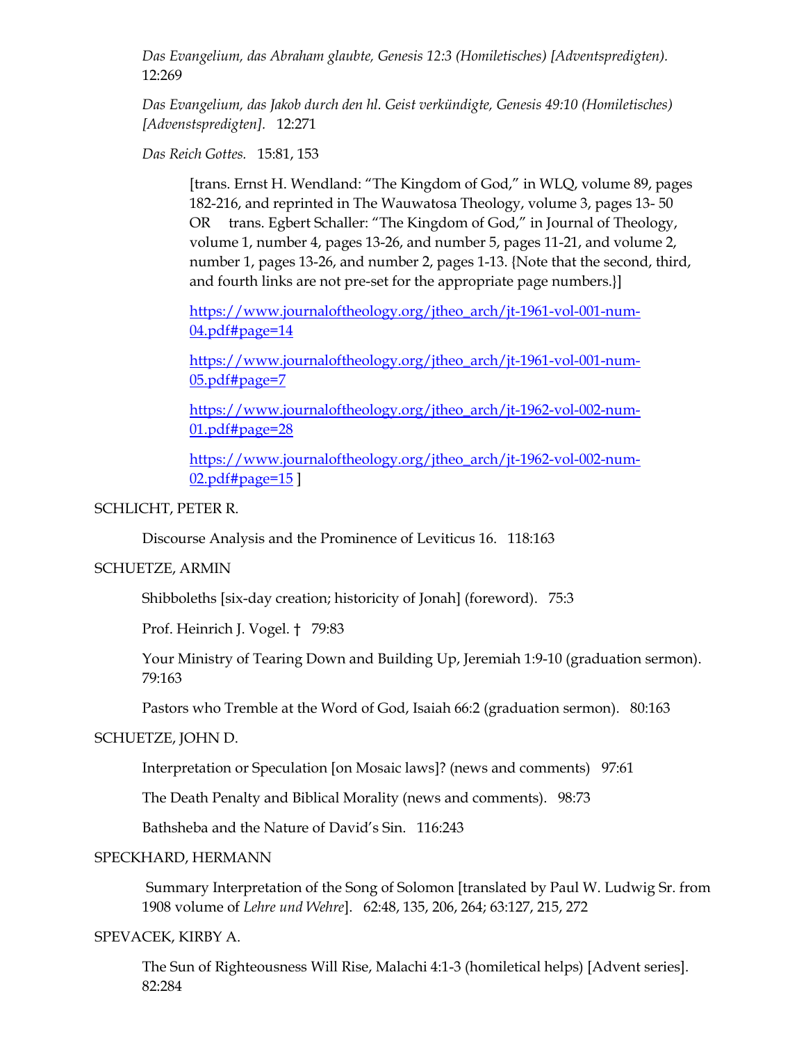*Das Evangelium, das Abraham glaubte, Genesis 12:3 (Homiletisches) [Adventspredigten).* 12:269

*Das Evangelium, das Jakob durch den hl. Geist verkündigte, Genesis 49:10 (Homiletisches) [Advenstspredigten].* 12:271

*Das Reich Gottes.* 15:81, 153

> [trans. Ernst H. Wendland: "The Kingdom of God," in WLQ, volume 89, pages 182-216, and reprinted in The Wauwatosa Theology, volume 3, pages 13- 50 OR trans. Egbert Schaller: "The Kingdom of God," in Journal of Theology, volume 1, number 4, pages 13-26, and number 5, pages 11-21, and volume 2, number 1, pages 13-26, and number 2, pages 1-13. {Note that the second, third, and fourth links are not pre-set for the appropriate page numbers.}]
>
> https://www.journaloftheology.org/jtheo_arch/jt-1961-vol-001-num-04.pdf#page=14
>
> https://www.journaloftheology.org/jtheo_arch/jt-1961-vol-001-num-05.pdf#page=7
>
> https://www.journaloftheology.org/jtheo_arch/jt-1962-vol-002-num-01.pdf#page=28
>
> https://www.journaloftheology.org/jtheo_arch/jt-1962-vol-002-num-02.pdf#page=15 ]

SCHLICHT, PETER R.

Discourse Analysis and the Prominence of Leviticus 16. 118:163

SCHUETZE, ARMIN

Shibboleths [six-day creation; historicity of Jonah] (foreword). 75:3

Prof. Heinrich J. Vogel. † 79:83

Your Ministry of Tearing Down and Building Up, Jeremiah 1:9-10 (graduation sermon). 79:163

Pastors who Tremble at the Word of God, Isaiah 66:2 (graduation sermon). 80:163

SCHUETZE, JOHN D.

Interpretation or Speculation [on Mosaic laws]? (news and comments) 97:61

The Death Penalty and Biblical Morality (news and comments). 98:73

Bathsheba and the Nature of David's Sin. 116:243

SPECKHARD, HERMANN

Summary Interpretation of the Song of Solomon [translated by Paul W. Ludwig Sr. from 1908 volume of *Lehre und Wehre*]. 62:48, 135, 206, 264; 63:127, 215, 272

SPEVACEK, KIRBY A.

The Sun of Righteousness Will Rise, Malachi 4:1-3 (homiletical helps) [Advent series]. 82:284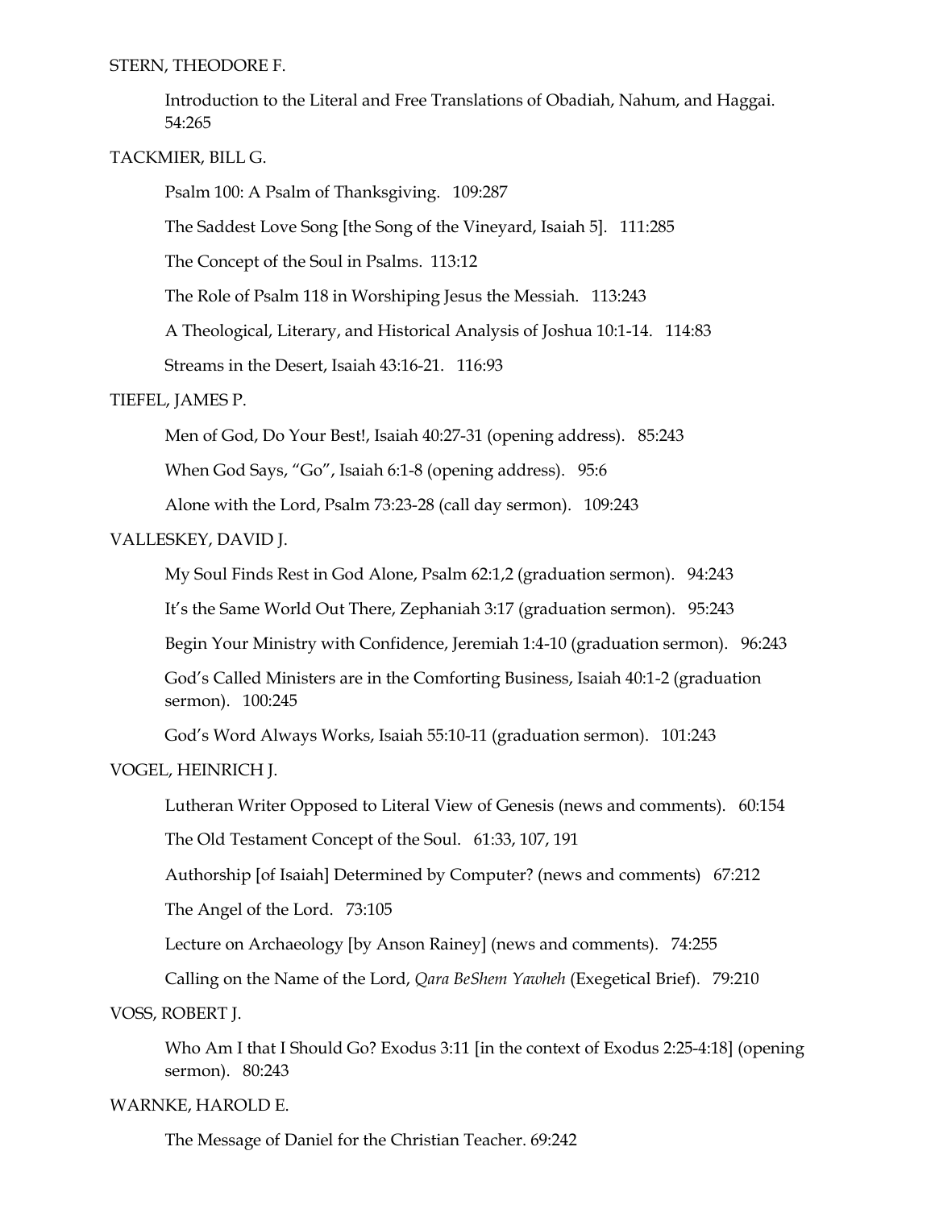STERN, THEODORE F.

Introduction to the Literal and Free Translations of Obadiah, Nahum, and Haggai. 54:265

TACKMIER, BILL G.

Psalm 100: A Psalm of Thanksgiving. 109:287

The Saddest Love Song [the Song of the Vineyard, Isaiah 5]. 111:285

The Concept of the Soul in Psalms. 113:12

The Role of Psalm 118 in Worshiping Jesus the Messiah. 113:243

A Theological, Literary, and Historical Analysis of Joshua 10:1-14. 114:83

Streams in the Desert, Isaiah 43:16-21. 116:93

TIEFEL, JAMES P.

Men of God, Do Your Best!, Isaiah 40:27-31 (opening address). 85:243

When God Says, "Go", Isaiah 6:1-8 (opening address). 95:6

Alone with the Lord, Psalm 73:23-28 (call day sermon). 109:243

VALLESKEY, DAVID J.

My Soul Finds Rest in God Alone, Psalm 62:1,2 (graduation sermon). 94:243

It's the Same World Out There, Zephaniah 3:17 (graduation sermon). 95:243

Begin Your Ministry with Confidence, Jeremiah 1:4-10 (graduation sermon). 96:243

God's Called Ministers are in the Comforting Business, Isaiah 40:1-2 (graduation sermon). 100:245

God's Word Always Works, Isaiah 55:10-11 (graduation sermon). 101:243

VOGEL, HEINRICH J.

Lutheran Writer Opposed to Literal View of Genesis (news and comments). 60:154

The Old Testament Concept of the Soul. 61:33, 107, 191

Authorship [of Isaiah] Determined by Computer? (news and comments) 67:212

The Angel of the Lord. 73:105

Lecture on Archaeology [by Anson Rainey] (news and comments). 74:255

Calling on the Name of the Lord, *Qara BeShem Yawheh* (Exegetical Brief). 79:210

VOSS, ROBERT J.

Who Am I that I Should Go? Exodus 3:11 [in the context of Exodus 2:25-4:18] (opening sermon). 80:243

WARNKE, HAROLD E.

The Message of Daniel for the Christian Teacher. 69:242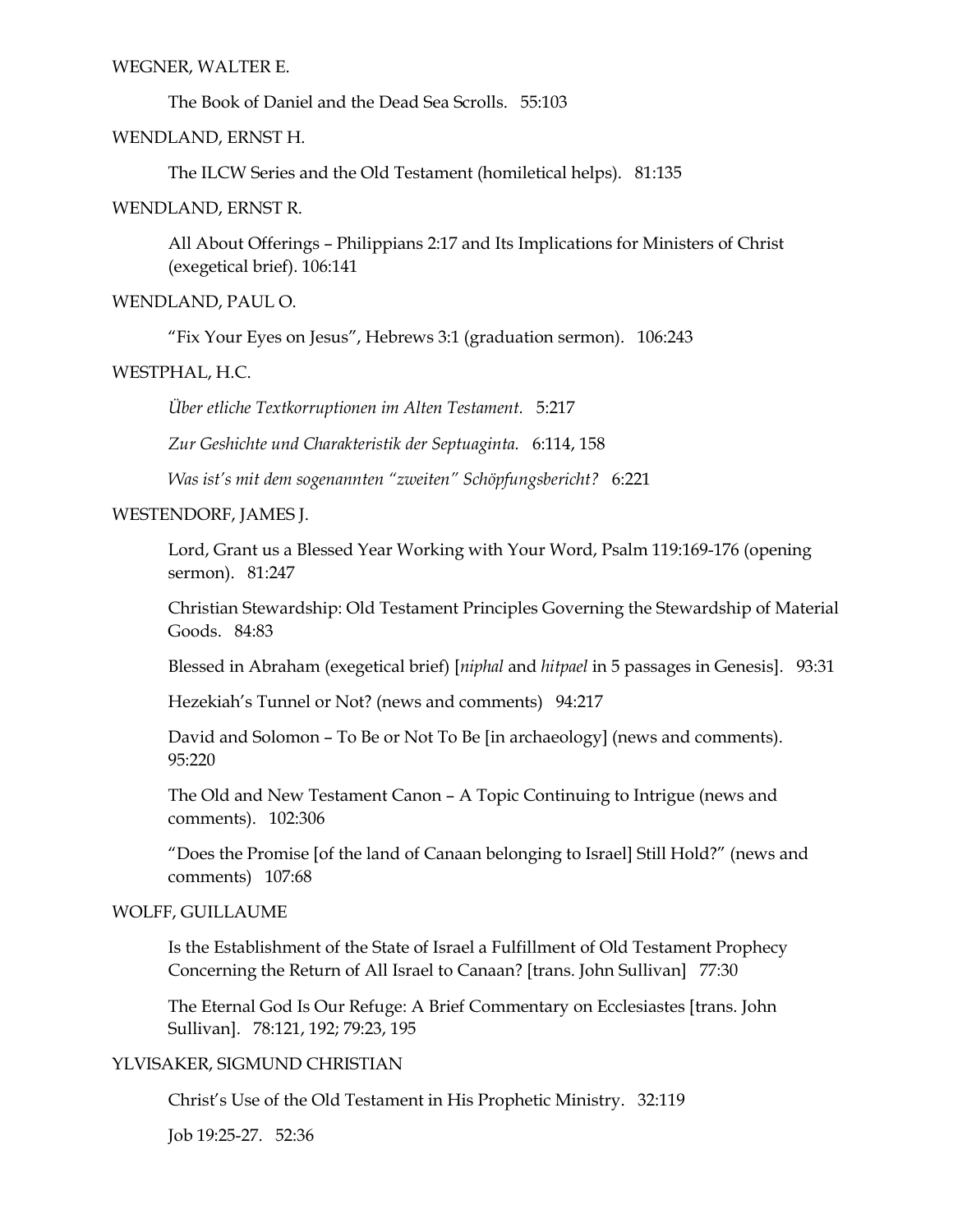WEGNER, WALTER E.

The Book of Daniel and the Dead Sea Scrolls. 55:103

WENDLAND, ERNST H.

The ILCW Series and the Old Testament (homiletical helps). 81:135

WENDLAND, ERNST R.

All About Offerings – Philippians 2:17 and Its Implications for Ministers of Christ (exegetical brief). 106:141

WENDLAND, PAUL O.

“Fix Your Eyes on Jesus”, Hebrews 3:1 (graduation sermon). 106:243

WESTPHAL, H.C.

*Über etliche Textkorruptionen im Alten Testament.* 5:217

*Zur Geschichte und Charakteristik der Septuaginta.* 6:114, 158

*Was ist's mit dem sogenannten "zweiten" Schöpfungsbericht?* 6:221

WESTENDORF, JAMES J.

Lord, Grant us a Blessed Year Working with Your Word, Psalm 119:169-176 (opening sermon). 81:247

Christian Stewardship: Old Testament Principles Governing the Stewardship of Material Goods. 84:83

Blessed in Abraham (exegetical brief) [*niphal* and *hitpael* in 5 passages in Genesis]. 93:31

Hezekiah's Tunnel or Not? (news and comments) 94:217

David and Solomon – To Be or Not To Be [in archaeology] (news and comments). 95:220

The Old and New Testament Canon – A Topic Continuing to Intrigue (news and comments). 102:306

“Does the Promise [of the land of Canaan belonging to Israel] Still Hold?” (news and comments) 107:68

WOLFF, GUILLAUME

Is the Establishment of the State of Israel a Fulfillment of Old Testament Prophecy Concerning the Return of All Israel to Canaan? [trans. John Sullivan] 77:30

The Eternal God Is Our Refuge: A Brief Commentary on Ecclesiastes [trans. John Sullivan]. 78:121, 192; 79:23, 195

YLVISAKER, SIGMUND CHRISTIAN

Christ's Use of the Old Testament in His Prophetic Ministry. 32:119

Job 19:25-27. 52:36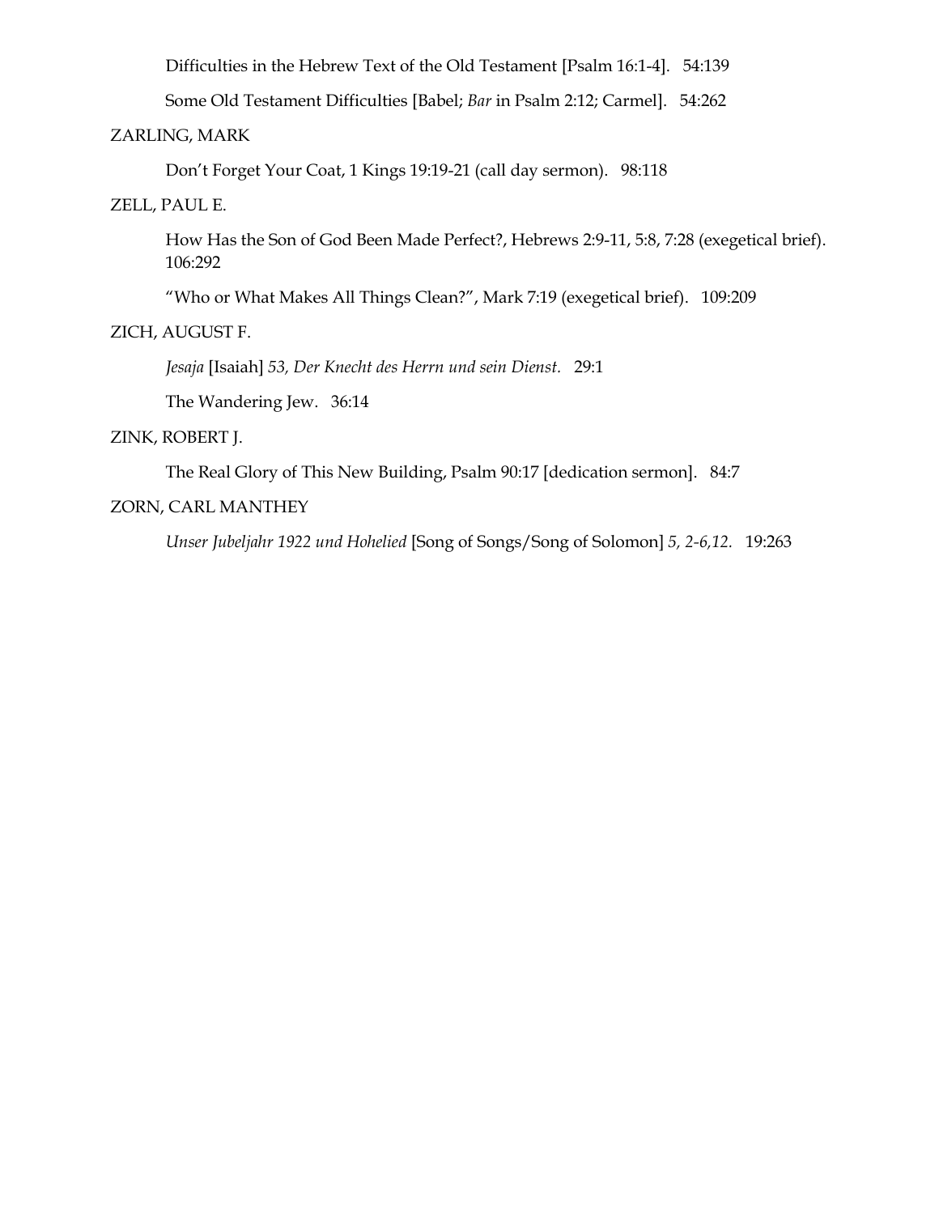Difficulties in the Hebrew Text of the Old Testament [Psalm 16:1-4]. 54:139

Some Old Testament Difficulties [Babel; *Bar* in Psalm 2:12; Carmel]. 54:262

ZARLING, MARK

Don't Forget Your Coat, 1 Kings 19:19-21 (call day sermon). 98:118

ZELL, PAUL E.

How Has the Son of God Been Made Perfect?, Hebrews 2:9-11, 5:8, 7:28 (exegetical brief). 106:292

"Who or What Makes All Things Clean?", Mark 7:19 (exegetical brief). 109:209

ZICH, AUGUST F.

*Jesaja* [Isaiah] *53, Der Knecht des Herrn und sein Dienst.* 29:1

The Wandering Jew. 36:14

ZINK, ROBERT J.

The Real Glory of This New Building, Psalm 90:17 [dedication sermon]. 84:7

ZORN, CARL MANTHEY

*Unser Jubeljahr 1922 und Hohelied* [Song of Songs/Song of Solomon] *5, 2-6,12.* 19:263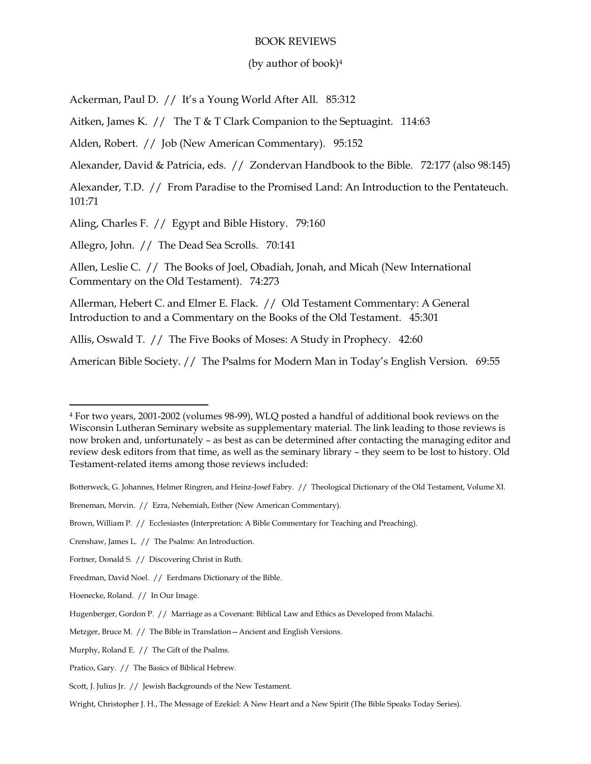BOOK REVIEWS

(by author of book)[4]

Ackerman, Paul D. // It's a Young World After All. 85:312

Aitken, James K. // The T & T Clark Companion to the Septuagint. 114:63

Alden, Robert. // Job (New American Commentary). 95:152

Alexander, David & Patricia, eds. // Zondervan Handbook to the Bible. 72:177 (also 98:145)

Alexander, T.D. // From Paradise to the Promised Land: An Introduction to the Pentateuch. 101:71

Aling, Charles F. // Egypt and Bible History. 79:160

Allegro, John. // The Dead Sea Scrolls. 70:141

Allen, Leslie C. // The Books of Joel, Obadiah, Jonah, and Micah (New International Commentary on the Old Testament). 74:273

Allerman, Hebert C. and Elmer E. Flack. // Old Testament Commentary: A General Introduction to and a Commentary on the Books of the Old Testament. 45:301

Allis, Oswald T. // The Five Books of Moses: A Study in Prophecy. 42:60

American Bible Society. // The Psalms for Modern Man in Today's English Version. 69:55

---

[4] For two years, 2001-2002 (volumes 98-99), WLQ posted a handful of additional book reviews on the Wisconsin Lutheran Seminary website as supplementary material. The link leading to those reviews is now broken and, unfortunately – as best as can be determined after contacting the managing editor and review desk editors from that time, as well as the seminary library – they seem to be lost to history. Old Testament-related items among those reviews included:

Botterweck, G. Johannes, Helmer Ringren, and Heinz-Josef Fabry. // Theological Dictionary of the Old Testament, Volume XI.

Breneman, Mervin. // Ezra, Nehemiah, Esther (New American Commentary).

Brown, William P. // Ecclesiastes (Interpretation: A Bible Commentary for Teaching and Preaching).

Crenshaw, James L. // The Psalms: An Introduction.

Fortner, Donald S. // Discovering Christ in Ruth.

Freedman, David Noel. // Eerdmans Dictionary of the Bible.

Hoenecke, Roland. // In Our Image.

Hugenberger, Gordon P. // Marriage as a Covenant: Biblical Law and Ethics as Developed from Malachi.

Metzger, Bruce M. // The Bible in Translation—Ancient and English Versions.

Murphy, Roland E. // The Gift of the Psalms.

Pratico, Gary. // The Basics of Biblical Hebrew.

Scott, J. Julius Jr. // Jewish Backgrounds of the New Testament.

Wright, Christopher J. H., The Message of Ezekiel: A New Heart and a New Spirit (The Bible Speaks Today Series).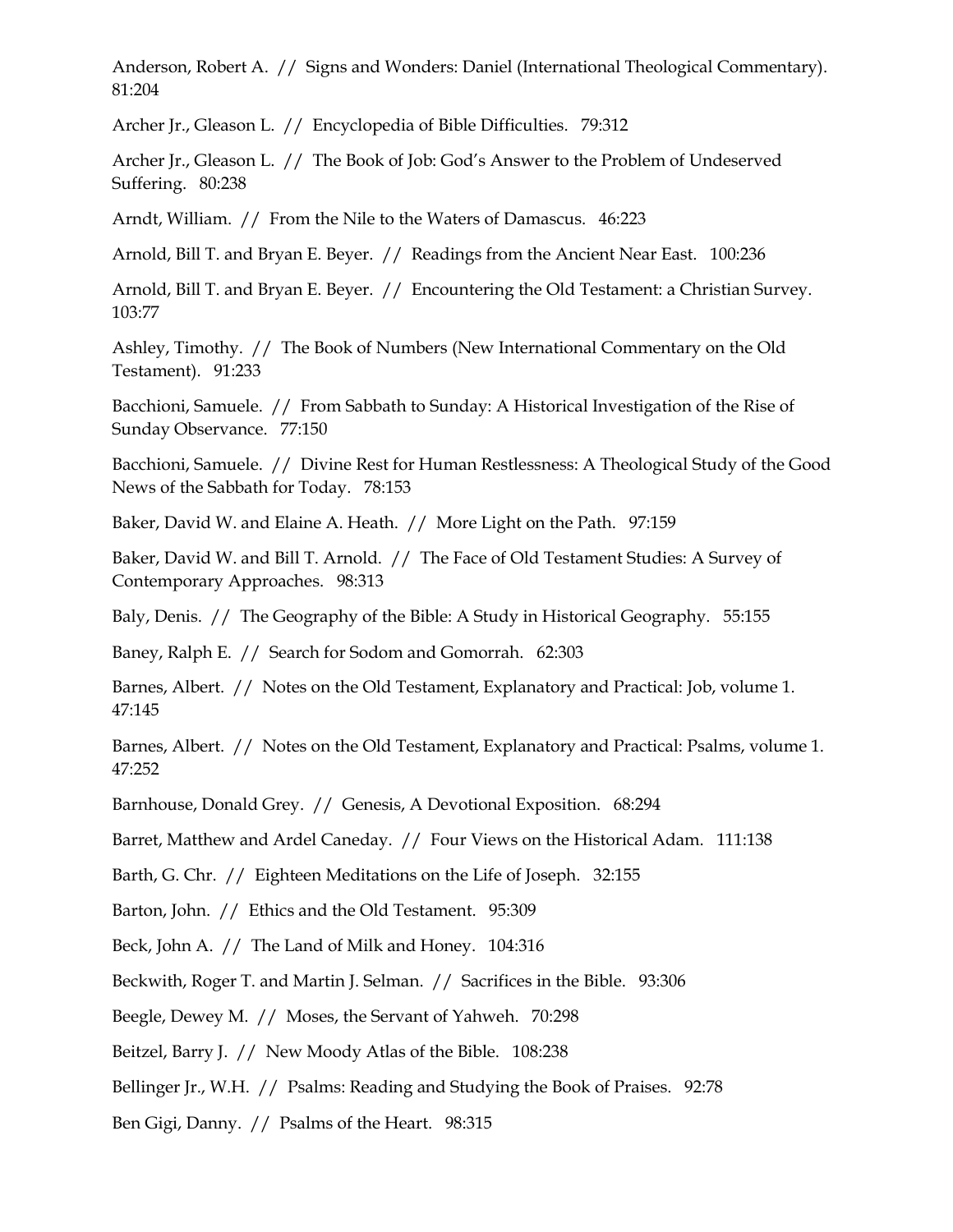Anderson, Robert A. // Signs and Wonders: Daniel (International Theological Commentary). 81:204

Archer Jr., Gleason L. // Encyclopedia of Bible Difficulties. 79:312

Archer Jr., Gleason L. // The Book of Job: God's Answer to the Problem of Undeserved Suffering. 80:238

Arndt, William. // From the Nile to the Waters of Damascus. 46:223

Arnold, Bill T. and Bryan E. Beyer. // Readings from the Ancient Near East. 100:236

Arnold, Bill T. and Bryan E. Beyer. // Encountering the Old Testament: a Christian Survey. 103:77

Ashley, Timothy. // The Book of Numbers (New International Commentary on the Old Testament). 91:233

Bacchioni, Samuele. // From Sabbath to Sunday: A Historical Investigation of the Rise of Sunday Observance. 77:150

Bacchioni, Samuele. // Divine Rest for Human Restlessness: A Theological Study of the Good News of the Sabbath for Today. 78:153

Baker, David W. and Elaine A. Heath. // More Light on the Path. 97:159

Baker, David W. and Bill T. Arnold. // The Face of Old Testament Studies: A Survey of Contemporary Approaches. 98:313

Baly, Denis. // The Geography of the Bible: A Study in Historical Geography. 55:155

Baney, Ralph E. // Search for Sodom and Gomorrah. 62:303

Barnes, Albert. // Notes on the Old Testament, Explanatory and Practical: Job, volume 1. 47:145

Barnes, Albert. // Notes on the Old Testament, Explanatory and Practical: Psalms, volume 1. 47:252

Barnhouse, Donald Grey. // Genesis, A Devotional Exposition. 68:294

Barret, Matthew and Ardel Caneday. // Four Views on the Historical Adam. 111:138

Barth, G. Chr. // Eighteen Meditations on the Life of Joseph. 32:155

Barton, John. // Ethics and the Old Testament. 95:309

Beck, John A. // The Land of Milk and Honey. 104:316

Beckwith, Roger T. and Martin J. Selman. // Sacrifices in the Bible. 93:306

Beegle, Dewey M. // Moses, the Servant of Yahweh. 70:298

Beitzel, Barry J. // New Moody Atlas of the Bible. 108:238

Bellinger Jr., W.H. // Psalms: Reading and Studying the Book of Praises. 92:78

Ben Gigi, Danny. // Psalms of the Heart. 98:315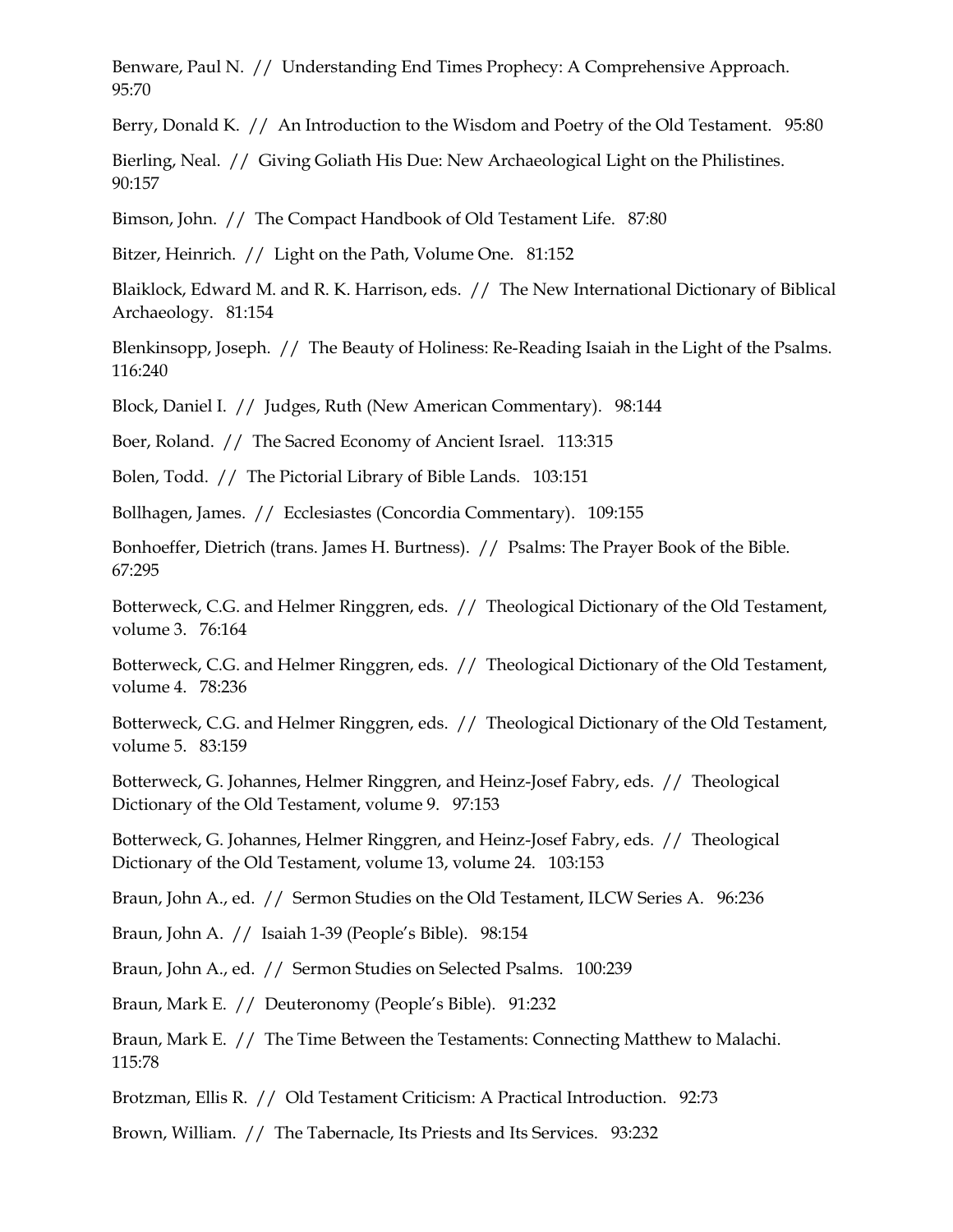Benware, Paul N. // Understanding End Times Prophecy: A Comprehensive Approach. 95:70

Berry, Donald K. // An Introduction to the Wisdom and Poetry of the Old Testament. 95:80

Bierling, Neal. // Giving Goliath His Due: New Archaeological Light on the Philistines. 90:157

Bimson, John. // The Compact Handbook of Old Testament Life. 87:80

Bitzer, Heinrich. // Light on the Path, Volume One. 81:152

Blaiklock, Edward M. and R. K. Harrison, eds. // The New International Dictionary of Biblical Archaeology. 81:154

Blenkinsopp, Joseph. // The Beauty of Holiness: Re-Reading Isaiah in the Light of the Psalms. 116:240

Block, Daniel I. // Judges, Ruth (New American Commentary). 98:144

Boer, Roland. // The Sacred Economy of Ancient Israel. 113:315

Bolen, Todd. // The Pictorial Library of Bible Lands. 103:151

Bollhagen, James. // Ecclesiastes (Concordia Commentary). 109:155

Bonhoeffer, Dietrich (trans. James H. Burtness). // Psalms: The Prayer Book of the Bible. 67:295

Botterweck, C.G. and Helmer Ringgren, eds. // Theological Dictionary of the Old Testament, volume 3. 76:164

Botterweck, C.G. and Helmer Ringgren, eds. // Theological Dictionary of the Old Testament, volume 4. 78:236

Botterweck, C.G. and Helmer Ringgren, eds. // Theological Dictionary of the Old Testament, volume 5. 83:159

Botterweck, G. Johannes, Helmer Ringgren, and Heinz-Josef Fabry, eds. // Theological Dictionary of the Old Testament, volume 9. 97:153

Botterweck, G. Johannes, Helmer Ringgren, and Heinz-Josef Fabry, eds. // Theological Dictionary of the Old Testament, volume 13, volume 24. 103:153

Braun, John A., ed. // Sermon Studies on the Old Testament, ILCW Series A. 96:236

Braun, John A. // Isaiah 1-39 (People's Bible). 98:154

Braun, John A., ed. // Sermon Studies on Selected Psalms. 100:239

Braun, Mark E. // Deuteronomy (People's Bible). 91:232

Braun, Mark E. // The Time Between the Testaments: Connecting Matthew to Malachi. 115:78

Brotzman, Ellis R. // Old Testament Criticism: A Practical Introduction. 92:73

Brown, William. // The Tabernacle, Its Priests and Its Services. 93:232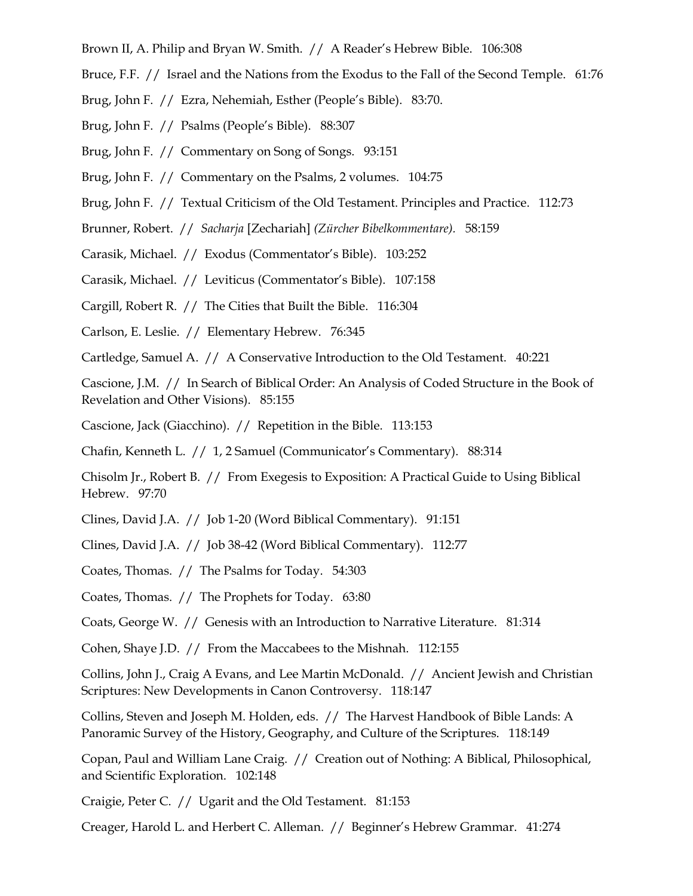Brown II, A. Philip and Bryan W. Smith. // A Reader's Hebrew Bible. 106:308

Bruce, F.F. // Israel and the Nations from the Exodus to the Fall of the Second Temple. 61:76

Brug, John F. // Ezra, Nehemiah, Esther (People's Bible). 83:70.

Brug, John F. // Psalms (People's Bible). 88:307

Brug, John F. // Commentary on Song of Songs. 93:151

Brug, John F. // Commentary on the Psalms, 2 volumes. 104:75

Brug, John F. // Textual Criticism of the Old Testament. Principles and Practice. 112:73

Brunner, Robert. // *Sacharja* [Zechariah] *(Zürcher Bibelkommentare).* 58:159

Carasik, Michael. // Exodus (Commentator's Bible). 103:252

Carasik, Michael. // Leviticus (Commentator's Bible). 107:158

Cargill, Robert R. // The Cities that Built the Bible. 116:304

Carlson, E. Leslie. // Elementary Hebrew. 76:345

Cartledge, Samuel A. // A Conservative Introduction to the Old Testament. 40:221

Cascione, J.M. // In Search of Biblical Order: An Analysis of Coded Structure in the Book of Revelation and Other Visions). 85:155

Cascione, Jack (Giacchino). // Repetition in the Bible. 113:153

Chafin, Kenneth L. // 1, 2 Samuel (Communicator's Commentary). 88:314

Chisolm Jr., Robert B. // From Exegesis to Exposition: A Practical Guide to Using Biblical Hebrew. 97:70

Clines, David J.A. // Job 1-20 (Word Biblical Commentary). 91:151

Clines, David J.A. // Job 38-42 (Word Biblical Commentary). 112:77

Coates, Thomas. // The Psalms for Today. 54:303

Coates, Thomas. // The Prophets for Today. 63:80

Coats, George W. // Genesis with an Introduction to Narrative Literature. 81:314

Cohen, Shaye J.D. // From the Maccabees to the Mishnah. 112:155

Collins, John J., Craig A Evans, and Lee Martin McDonald. // Ancient Jewish and Christian Scriptures: New Developments in Canon Controversy. 118:147

Collins, Steven and Joseph M. Holden, eds. // The Harvest Handbook of Bible Lands: A Panoramic Survey of the History, Geography, and Culture of the Scriptures. 118:149

Copan, Paul and William Lane Craig. // Creation out of Nothing: A Biblical, Philosophical, and Scientific Exploration. 102:148

Craigie, Peter C. // Ugarit and the Old Testament. 81:153

Creager, Harold L. and Herbert C. Alleman. // Beginner's Hebrew Grammar. 41:274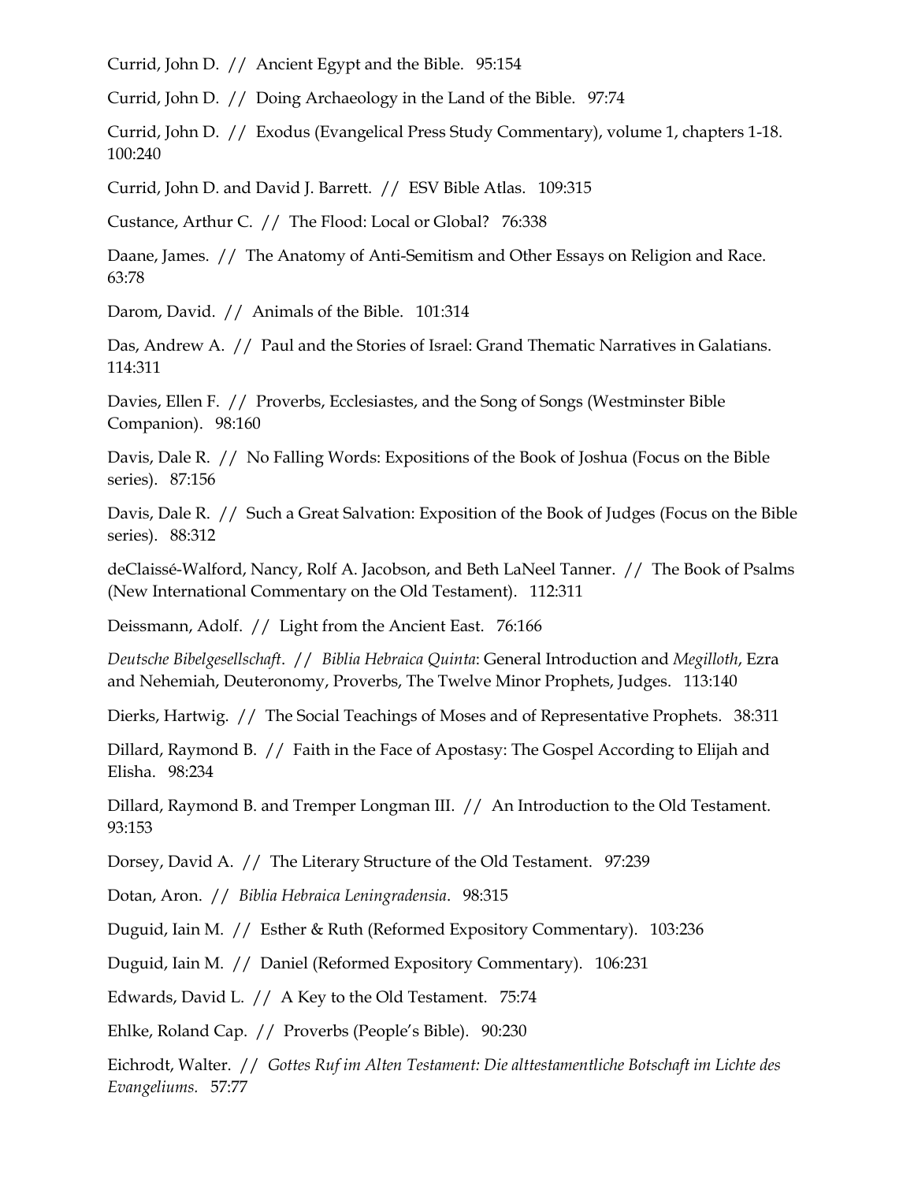Currid, John D. // Ancient Egypt and the Bible. 95:154

Currid, John D. // Doing Archaeology in the Land of the Bible. 97:74

Currid, John D. // Exodus (Evangelical Press Study Commentary), volume 1, chapters 1-18. 100:240

Currid, John D. and David J. Barrett. // ESV Bible Atlas. 109:315

Custance, Arthur C. // The Flood: Local or Global? 76:338

Daane, James. // The Anatomy of Anti-Semitism and Other Essays on Religion and Race. 63:78

Darom, David. // Animals of the Bible. 101:314

Das, Andrew A. // Paul and the Stories of Israel: Grand Thematic Narratives in Galatians. 114:311

Davies, Ellen F. // Proverbs, Ecclesiastes, and the Song of Songs (Westminster Bible Companion). 98:160

Davis, Dale R. // No Falling Words: Expositions of the Book of Joshua (Focus on the Bible series). 87:156

Davis, Dale R. // Such a Great Salvation: Exposition of the Book of Judges (Focus on the Bible series). 88:312

deClaissé-Walford, Nancy, Rolf A. Jacobson, and Beth LaNeel Tanner. // The Book of Psalms (New International Commentary on the Old Testament). 112:311

Deissmann, Adolf. // Light from the Ancient East. 76:166

*Deutsche Bibelgesellschaft*. // *Biblia Hebraica Quinta*: General Introduction and *Megilloth*, Ezra and Nehemiah, Deuteronomy, Proverbs, The Twelve Minor Prophets, Judges. 113:140

Dierks, Hartwig. // The Social Teachings of Moses and of Representative Prophets. 38:311

Dillard, Raymond B. // Faith in the Face of Apostasy: The Gospel According to Elijah and Elisha. 98:234

Dillard, Raymond B. and Tremper Longman III. // An Introduction to the Old Testament. 93:153

Dorsey, David A. // The Literary Structure of the Old Testament. 97:239

Dotan, Aron. // *Biblia Hebraica Leningradensia*. 98:315

Duguid, Iain M. // Esther & Ruth (Reformed Expository Commentary). 103:236

Duguid, Iain M. // Daniel (Reformed Expository Commentary). 106:231

Edwards, David L. // A Key to the Old Testament. 75:74

Ehlke, Roland Cap. // Proverbs (People's Bible). 90:230

Eichrodt, Walter. // *Gottes Ruf im Alten Testament: Die alttestamentliche Botschaft im Lichte des Evangeliums*. 57:77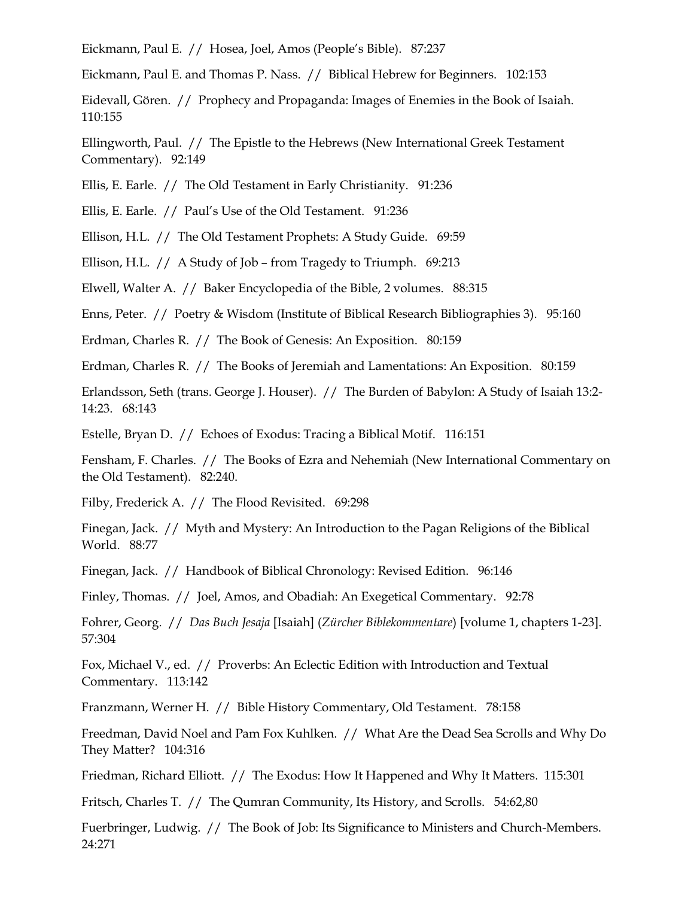Eickmann, Paul E. // Hosea, Joel, Amos (People's Bible). 87:237

Eickmann, Paul E. and Thomas P. Nass. // Biblical Hebrew for Beginners. 102:153

Eidevall, Gören. // Prophecy and Propaganda: Images of Enemies in the Book of Isaiah. 110:155

Ellingworth, Paul. // The Epistle to the Hebrews (New International Greek Testament Commentary). 92:149

Ellis, E. Earle. // The Old Testament in Early Christianity. 91:236

Ellis, E. Earle. // Paul's Use of the Old Testament. 91:236

Ellison, H.L. // The Old Testament Prophets: A Study Guide. 69:59

Ellison, H.L. // A Study of Job – from Tragedy to Triumph. 69:213

Elwell, Walter A. // Baker Encyclopedia of the Bible, 2 volumes. 88:315

Enns, Peter. // Poetry & Wisdom (Institute of Biblical Research Bibliographies 3). 95:160

Erdman, Charles R. // The Book of Genesis: An Exposition. 80:159

Erdman, Charles R. // The Books of Jeremiah and Lamentations: An Exposition. 80:159

Erlandsson, Seth (trans. George J. Houser). // The Burden of Babylon: A Study of Isaiah 13:2-14:23. 68:143

Estelle, Bryan D. // Echoes of Exodus: Tracing a Biblical Motif. 116:151

Fensham, F. Charles. // The Books of Ezra and Nehemiah (New International Commentary on the Old Testament). 82:240.

Filby, Frederick A. // The Flood Revisited. 69:298

Finegan, Jack. // Myth and Mystery: An Introduction to the Pagan Religions of the Biblical World. 88:77

Finegan, Jack. // Handbook of Biblical Chronology: Revised Edition. 96:146

Finley, Thomas. // Joel, Amos, and Obadiah: An Exegetical Commentary. 92:78

Fohrer, Georg. // *Das Buch Jesaja* [Isaiah] (*Zürcher Biblekommentare*) [volume 1, chapters 1-23]. 57:304

Fox, Michael V., ed. // Proverbs: An Eclectic Edition with Introduction and Textual Commentary. 113:142

Franzmann, Werner H. // Bible History Commentary, Old Testament. 78:158

Freedman, David Noel and Pam Fox Kuhlken. // What Are the Dead Sea Scrolls and Why Do They Matter? 104:316

Friedman, Richard Elliott. // The Exodus: How It Happened and Why It Matters. 115:301

Fritsch, Charles T. // The Qumran Community, Its History, and Scrolls. 54:62,80

Fuerbringer, Ludwig. // The Book of Job: Its Significance to Ministers and Church-Members. 24:271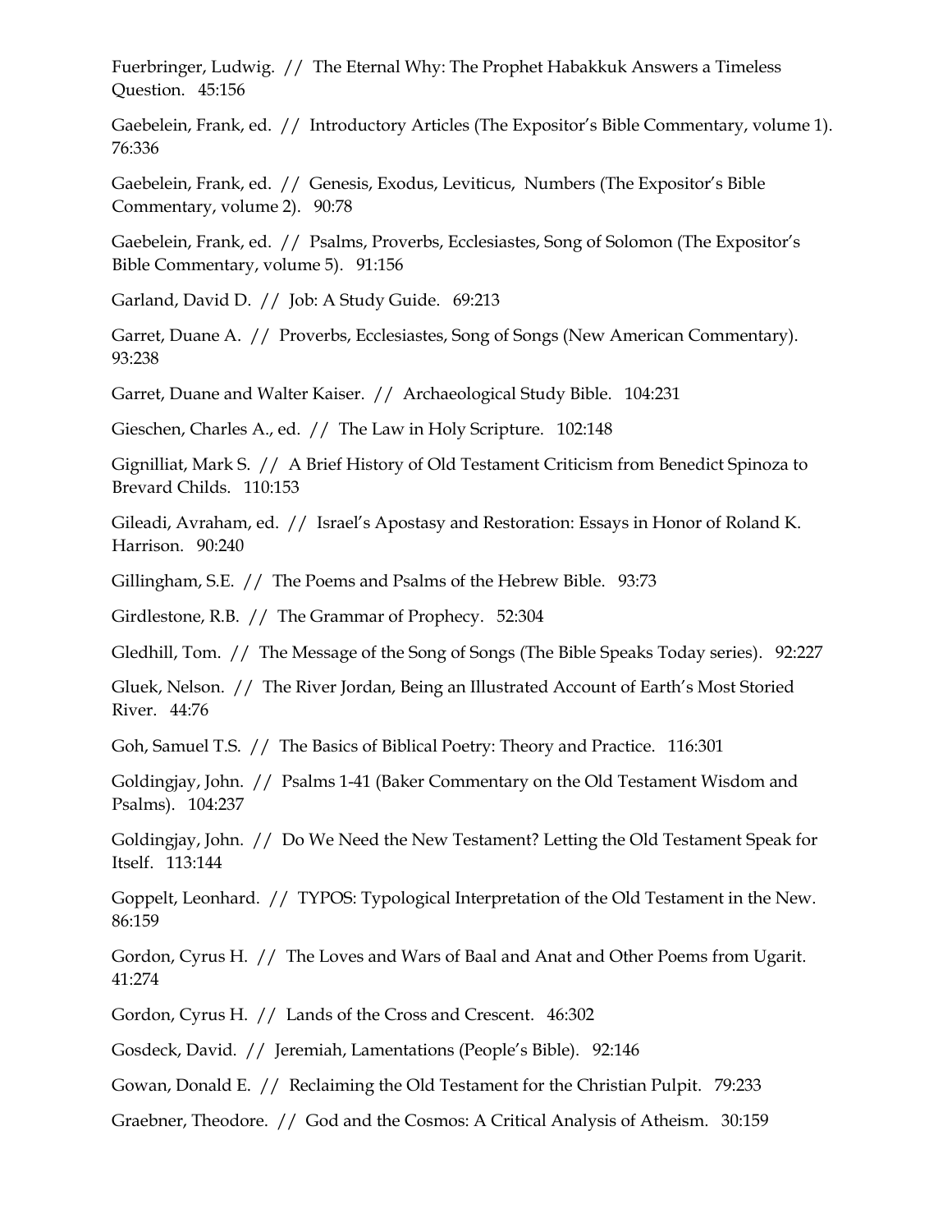Fuerbringer, Ludwig. // The Eternal Why: The Prophet Habakkuk Answers a Timeless Question. 45:156

Gaebelein, Frank, ed. // Introductory Articles (The Expositor's Bible Commentary, volume 1). 76:336

Gaebelein, Frank, ed. // Genesis, Exodus, Leviticus, Numbers (The Expositor's Bible Commentary, volume 2). 90:78

Gaebelein, Frank, ed. // Psalms, Proverbs, Ecclesiastes, Song of Solomon (The Expositor's Bible Commentary, volume 5). 91:156

Garland, David D. // Job: A Study Guide. 69:213

Garret, Duane A. // Proverbs, Ecclesiastes, Song of Songs (New American Commentary). 93:238

Garret, Duane and Walter Kaiser. // Archaeological Study Bible. 104:231

Gieschen, Charles A., ed. // The Law in Holy Scripture. 102:148

Gignilliat, Mark S. // A Brief History of Old Testament Criticism from Benedict Spinoza to Brevard Childs. 110:153

Gileadi, Avraham, ed. // Israel's Apostasy and Restoration: Essays in Honor of Roland K. Harrison. 90:240

Gillingham, S.E. // The Poems and Psalms of the Hebrew Bible. 93:73

Girdlestone, R.B. // The Grammar of Prophecy. 52:304

Gledhill, Tom. // The Message of the Song of Songs (The Bible Speaks Today series). 92:227

Gluek, Nelson. // The River Jordan, Being an Illustrated Account of Earth's Most Storied River. 44:76

Goh, Samuel T.S. // The Basics of Biblical Poetry: Theory and Practice. 116:301

Goldingjay, John. // Psalms 1-41 (Baker Commentary on the Old Testament Wisdom and Psalms). 104:237

Goldingjay, John. // Do We Need the New Testament? Letting the Old Testament Speak for Itself. 113:144

Goppelt, Leonhard. // TYPOS: Typological Interpretation of the Old Testament in the New. 86:159

Gordon, Cyrus H. // The Loves and Wars of Baal and Anat and Other Poems from Ugarit. 41:274

Gordon, Cyrus H. // Lands of the Cross and Crescent. 46:302

Gosdeck, David. // Jeremiah, Lamentations (People's Bible). 92:146

Gowan, Donald E. // Reclaiming the Old Testament for the Christian Pulpit. 79:233

Graebner, Theodore. // God and the Cosmos: A Critical Analysis of Atheism. 30:159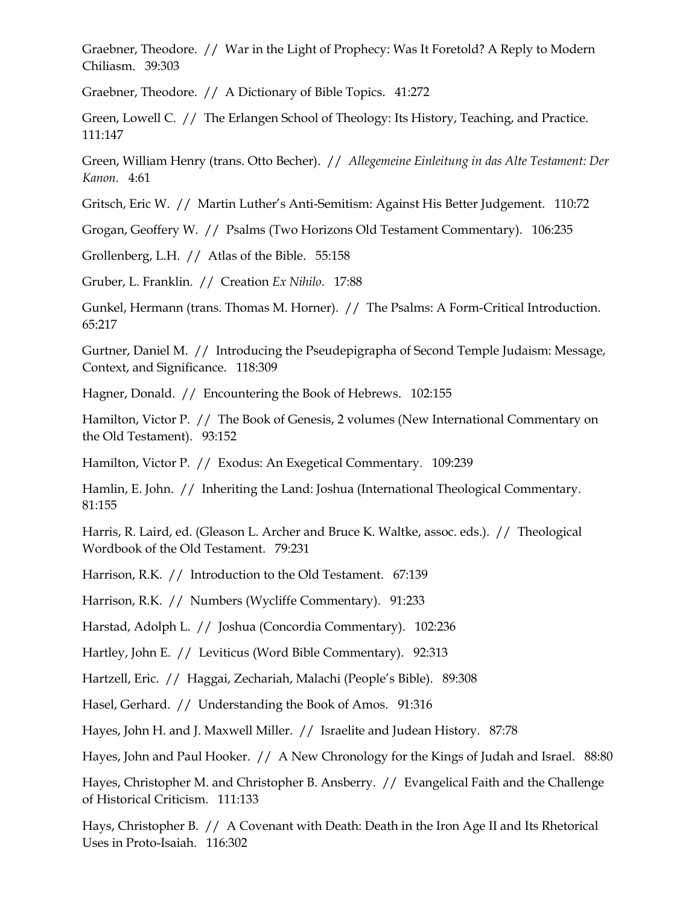Graebner, Theodore. // War in the Light of Prophecy: Was It Foretold? A Reply to Modern Chiliasm. 39:303

Graebner, Theodore. // A Dictionary of Bible Topics. 41:272

Green, Lowell C. // The Erlangen School of Theology: Its History, Teaching, and Practice. 111:147

Green, William Henry (trans. Otto Becher). // *Allegemeine Einleitung in das Alte Testament: Der Kanon*. 4:61

Gritsch, Eric W. // Martin Luther's Anti-Semitism: Against His Better Judgement. 110:72

Grogan, Geoffery W. // Psalms (Two Horizons Old Testament Commentary). 106:235

Grollenberg, L.H. // Atlas of the Bible. 55:158

Gruber, L. Franklin. // Creation *Ex Nihilo*. 17:88

Gunkel, Hermann (trans. Thomas M. Horner). // The Psalms: A Form-Critical Introduction. 65:217

Gurtner, Daniel M. // Introducing the Pseudepigrapha of Second Temple Judaism: Message, Context, and Significance. 118:309

Hagner, Donald. // Encountering the Book of Hebrews. 102:155

Hamilton, Victor P. // The Book of Genesis, 2 volumes (New International Commentary on the Old Testament). 93:152

Hamilton, Victor P. // Exodus: An Exegetical Commentary. 109:239

Hamlin, E. John. // Inheriting the Land: Joshua (International Theological Commentary. 81:155

Harris, R. Laird, ed. (Gleason L. Archer and Bruce K. Waltke, assoc. eds.). // Theological Wordbook of the Old Testament. 79:231

Harrison, R.K. // Introduction to the Old Testament. 67:139

Harrison, R.K. // Numbers (Wycliffe Commentary). 91:233

Harstad, Adolph L. // Joshua (Concordia Commentary). 102:236

Hartley, John E. // Leviticus (Word Bible Commentary). 92:313

Hartzell, Eric. // Haggai, Zechariah, Malachi (People's Bible). 89:308

Hasel, Gerhard. // Understanding the Book of Amos. 91:316

Hayes, John H. and J. Maxwell Miller. // Israelite and Judean History. 87:78

Hayes, John and Paul Hooker. // A New Chronology for the Kings of Judah and Israel. 88:80

Hayes, Christopher M. and Christopher B. Ansberry. // Evangelical Faith and the Challenge of Historical Criticism. 111:133

Hays, Christopher B. // A Covenant with Death: Death in the Iron Age II and Its Rhetorical Uses in Proto-Isaiah. 116:302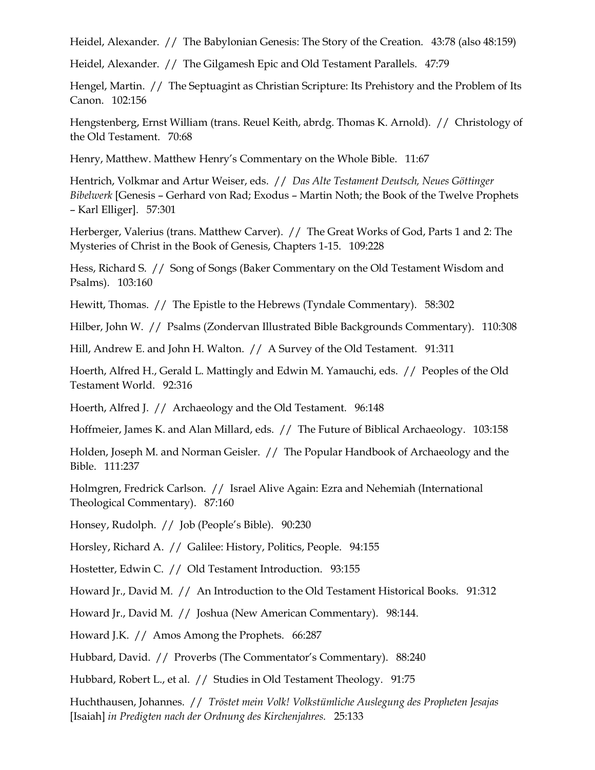Heidel, Alexander. // The Babylonian Genesis: The Story of the Creation. 43:78 (also 48:159)

Heidel, Alexander. // The Gilgamesh Epic and Old Testament Parallels. 47:79

Hengel, Martin. // The Septuagint as Christian Scripture: Its Prehistory and the Problem of Its Canon. 102:156

Hengstenberg, Ernst William (trans. Reuel Keith, abrdg. Thomas K. Arnold). // Christology of the Old Testament. 70:68

Henry, Matthew. Matthew Henry's Commentary on the Whole Bible. 11:67

Hentrich, Volkmar and Artur Weiser, eds. // *Das Alte Testament Deutsch, Neues Göttinger Bibelwerk* [Genesis – Gerhard von Rad; Exodus – Martin Noth; the Book of the Twelve Prophets – Karl Elliger]. 57:301

Herberger, Valerius (trans. Matthew Carver). // The Great Works of God, Parts 1 and 2: The Mysteries of Christ in the Book of Genesis, Chapters 1-15. 109:228

Hess, Richard S. // Song of Songs (Baker Commentary on the Old Testament Wisdom and Psalms). 103:160

Hewitt, Thomas. // The Epistle to the Hebrews (Tyndale Commentary). 58:302

Hilber, John W. // Psalms (Zondervan Illustrated Bible Backgrounds Commentary). 110:308

Hill, Andrew E. and John H. Walton. // A Survey of the Old Testament. 91:311

Hoerth, Alfred H., Gerald L. Mattingly and Edwin M. Yamauchi, eds. // Peoples of the Old Testament World. 92:316

Hoerth, Alfred J. // Archaeology and the Old Testament. 96:148

Hoffmeier, James K. and Alan Millard, eds. // The Future of Biblical Archaeology. 103:158

Holden, Joseph M. and Norman Geisler. // The Popular Handbook of Archaeology and the Bible. 111:237

Holmgren, Fredrick Carlson. // Israel Alive Again: Ezra and Nehemiah (International Theological Commentary). 87:160

Honsey, Rudolph. // Job (People's Bible). 90:230

Horsley, Richard A. // Galilee: History, Politics, People. 94:155

Hostetter, Edwin C. // Old Testament Introduction. 93:155

Howard Jr., David M. // An Introduction to the Old Testament Historical Books. 91:312

Howard Jr., David M. // Joshua (New American Commentary). 98:144.

Howard J.K. // Amos Among the Prophets. 66:287

Hubbard, David. // Proverbs (The Commentator's Commentary). 88:240

Hubbard, Robert L., et al. // Studies in Old Testament Theology. 91:75

Huchthausen, Johannes. // *Tröstet mein Volk! Volkstümliche Auslegung des Propheten Jesajas* [Isaiah] *in Predigten nach der Ordnung des Kirchenjahres.* 25:133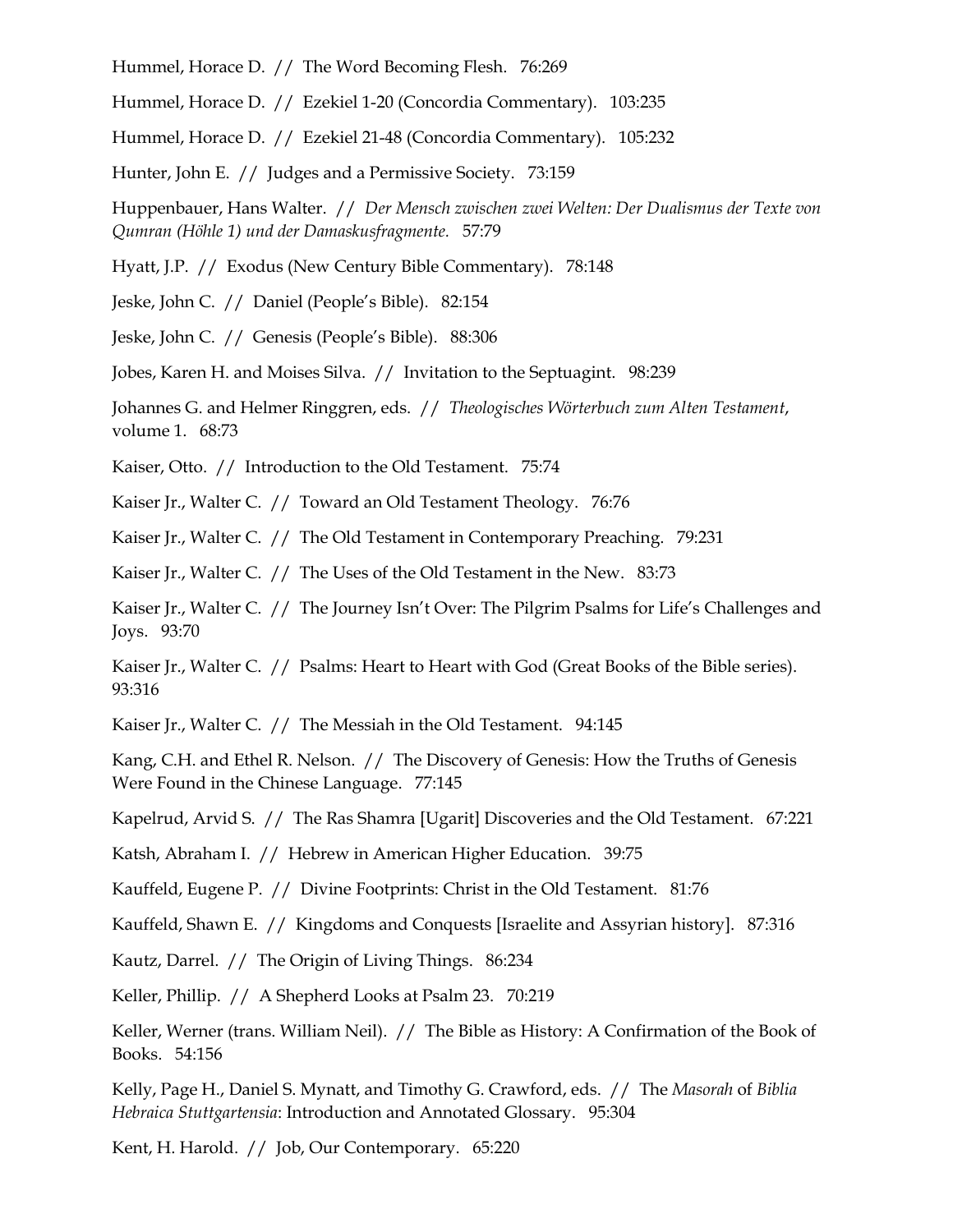Hummel, Horace D. // The Word Becoming Flesh. 76:269

Hummel, Horace D. // Ezekiel 1-20 (Concordia Commentary). 103:235

Hummel, Horace D. // Ezekiel 21-48 (Concordia Commentary). 105:232

Hunter, John E. // Judges and a Permissive Society. 73:159

Huppenbauer, Hans Walter. // *Der Mensch zwischen zwei Welten: Der Dualismus der Texte von Qumran (Höhle 1) und der Damaskusfragmente.* 57:79

Hyatt, J.P. // Exodus (New Century Bible Commentary). 78:148

Jeske, John C. // Daniel (People's Bible). 82:154

Jeske, John C. // Genesis (People's Bible). 88:306

Jobes, Karen H. and Moises Silva. // Invitation to the Septuagint. 98:239

Johannes G. and Helmer Ringgren, eds. // *Theologisches Wörterbuch zum Alten Testament*, volume 1. 68:73

Kaiser, Otto. // Introduction to the Old Testament. 75:74

Kaiser Jr., Walter C. // Toward an Old Testament Theology. 76:76

Kaiser Jr., Walter C. // The Old Testament in Contemporary Preaching. 79:231

Kaiser Jr., Walter C. // The Uses of the Old Testament in the New. 83:73

Kaiser Jr., Walter C. // The Journey Isn't Over: The Pilgrim Psalms for Life's Challenges and Joys. 93:70

Kaiser Jr., Walter C. // Psalms: Heart to Heart with God (Great Books of the Bible series). 93:316

Kaiser Jr., Walter C. // The Messiah in the Old Testament. 94:145

Kang, C.H. and Ethel R. Nelson. // The Discovery of Genesis: How the Truths of Genesis Were Found in the Chinese Language. 77:145

Kapelrud, Arvid S. // The Ras Shamra [Ugarit] Discoveries and the Old Testament. 67:221

Katsh, Abraham I. // Hebrew in American Higher Education. 39:75

Kauffeld, Eugene P. // Divine Footprints: Christ in the Old Testament. 81:76

Kauffeld, Shawn E. // Kingdoms and Conquests [Israelite and Assyrian history]. 87:316

Kautz, Darrel. // The Origin of Living Things. 86:234

Keller, Phillip. // A Shepherd Looks at Psalm 23. 70:219

Keller, Werner (trans. William Neil). // The Bible as History: A Confirmation of the Book of Books. 54:156

Kelly, Page H., Daniel S. Mynatt, and Timothy G. Crawford, eds. // The *Masorah* of *Biblia Hebraica Stuttgartensia*: Introduction and Annotated Glossary. 95:304

Kent, H. Harold. // Job, Our Contemporary. 65:220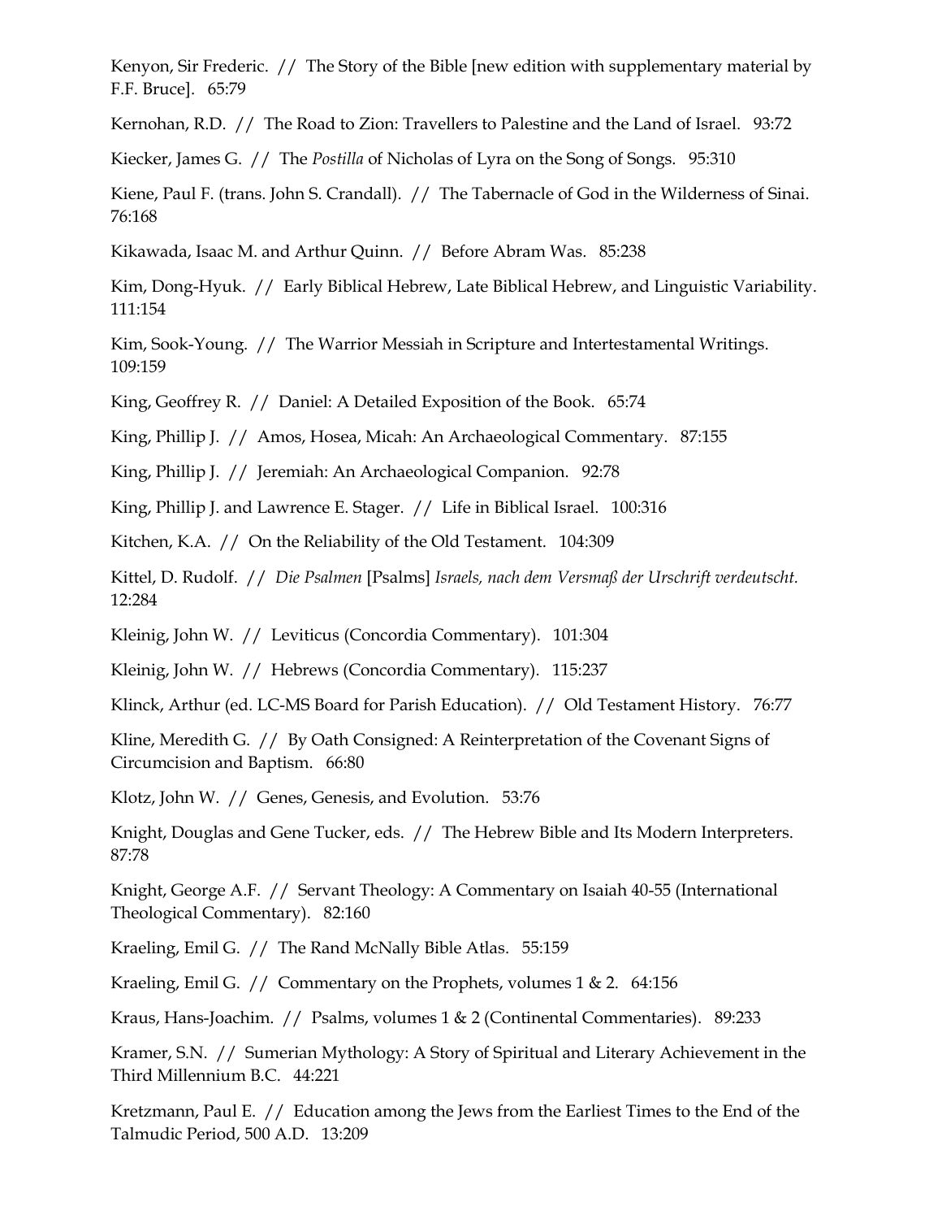Kenyon, Sir Frederic. // The Story of the Bible [new edition with supplementary material by F.F. Bruce]. 65:79

Kernohan, R.D. // The Road to Zion: Travellers to Palestine and the Land of Israel. 93:72

Kiecker, James G. // The *Postilla* of Nicholas of Lyra on the Song of Songs. 95:310

Kiene, Paul F. (trans. John S. Crandall). // The Tabernacle of God in the Wilderness of Sinai. 76:168

Kikawada, Isaac M. and Arthur Quinn. // Before Abram Was. 85:238

Kim, Dong-Hyuk. // Early Biblical Hebrew, Late Biblical Hebrew, and Linguistic Variability. 111:154

Kim, Sook-Young. // The Warrior Messiah in Scripture and Intertestamental Writings. 109:159

King, Geoffrey R. // Daniel: A Detailed Exposition of the Book. 65:74

King, Phillip J. // Amos, Hosea, Micah: An Archaeological Commentary. 87:155

King, Phillip J. // Jeremiah: An Archaeological Companion. 92:78

King, Phillip J. and Lawrence E. Stager. // Life in Biblical Israel. 100:316

Kitchen, K.A. // On the Reliability of the Old Testament. 104:309

Kittel, D. Rudolf. // *Die Psalmen* [Psalms] *Israels, nach dem Versmaß der Urschrift verdeutscht.* 12:284

Kleinig, John W. // Leviticus (Concordia Commentary). 101:304

Kleinig, John W. // Hebrews (Concordia Commentary). 115:237

Klinck, Arthur (ed. LC-MS Board for Parish Education). // Old Testament History. 76:77

Kline, Meredith G. // By Oath Consigned: A Reinterpretation of the Covenant Signs of Circumcision and Baptism. 66:80

Klotz, John W. // Genes, Genesis, and Evolution. 53:76

Knight, Douglas and Gene Tucker, eds. // The Hebrew Bible and Its Modern Interpreters. 87:78

Knight, George A.F. // Servant Theology: A Commentary on Isaiah 40-55 (International Theological Commentary). 82:160

Kraeling, Emil G. // The Rand McNally Bible Atlas. 55:159

Kraeling, Emil G. // Commentary on the Prophets, volumes 1 & 2. 64:156

Kraus, Hans-Joachim. // Psalms, volumes 1 & 2 (Continental Commentaries). 89:233

Kramer, S.N. // Sumerian Mythology: A Story of Spiritual and Literary Achievement in the Third Millennium B.C. 44:221

Kretzmann, Paul E. // Education among the Jews from the Earliest Times to the End of the Talmudic Period, 500 A.D. 13:209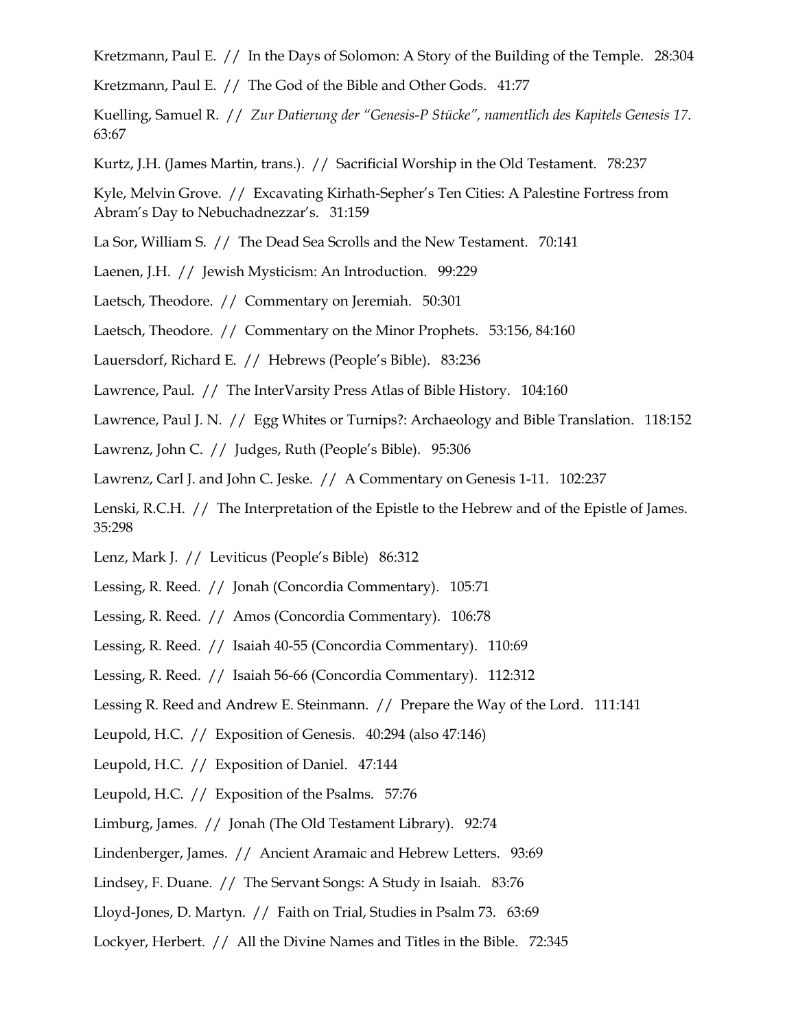Kretzmann, Paul E. // In the Days of Solomon: A Story of the Building of the Temple. 28:304

Kretzmann, Paul E. // The God of the Bible and Other Gods. 41:77

Kuelling, Samuel R. // *Zur Datierung der "Genesis-P Stücke", namentlich des Kapitels Genesis 17.* 63:67

Kurtz, J.H. (James Martin, trans.). // Sacrificial Worship in the Old Testament. 78:237

Kyle, Melvin Grove. // Excavating Kirhath-Sepher's Ten Cities: A Palestine Fortress from Abram's Day to Nebuchadnezzar's. 31:159

La Sor, William S. // The Dead Sea Scrolls and the New Testament. 70:141

Laenen, J.H. // Jewish Mysticism: An Introduction. 99:229

Laetsch, Theodore. // Commentary on Jeremiah. 50:301

Laetsch, Theodore. // Commentary on the Minor Prophets. 53:156, 84:160

Lauersdorf, Richard E. // Hebrews (People's Bible). 83:236

Lawrence, Paul. // The InterVarsity Press Atlas of Bible History. 104:160

Lawrence, Paul J. N. // Egg Whites or Turnips?: Archaeology and Bible Translation. 118:152

Lawrenz, John C. // Judges, Ruth (People's Bible). 95:306

Lawrenz, Carl J. and John C. Jeske. // A Commentary on Genesis 1-11. 102:237

Lenski, R.C.H. // The Interpretation of the Epistle to the Hebrew and of the Epistle of James. 35:298

Lenz, Mark J. // Leviticus (People's Bible) 86:312

Lessing, R. Reed. // Jonah (Concordia Commentary). 105:71

Lessing, R. Reed. // Amos (Concordia Commentary). 106:78

Lessing, R. Reed. // Isaiah 40-55 (Concordia Commentary). 110:69

Lessing, R. Reed. // Isaiah 56-66 (Concordia Commentary). 112:312

Lessing R. Reed and Andrew E. Steinmann. // Prepare the Way of the Lord. 111:141

Leupold, H.C. // Exposition of Genesis. 40:294 (also 47:146)

Leupold, H.C. // Exposition of Daniel. 47:144

Leupold, H.C. // Exposition of the Psalms. 57:76

Limburg, James. // Jonah (The Old Testament Library). 92:74

Lindenberger, James. // Ancient Aramaic and Hebrew Letters. 93:69

Lindsey, F. Duane. // The Servant Songs: A Study in Isaiah. 83:76

Lloyd-Jones, D. Martyn. // Faith on Trial, Studies in Psalm 73. 63:69

Lockyer, Herbert. // All the Divine Names and Titles in the Bible. 72:345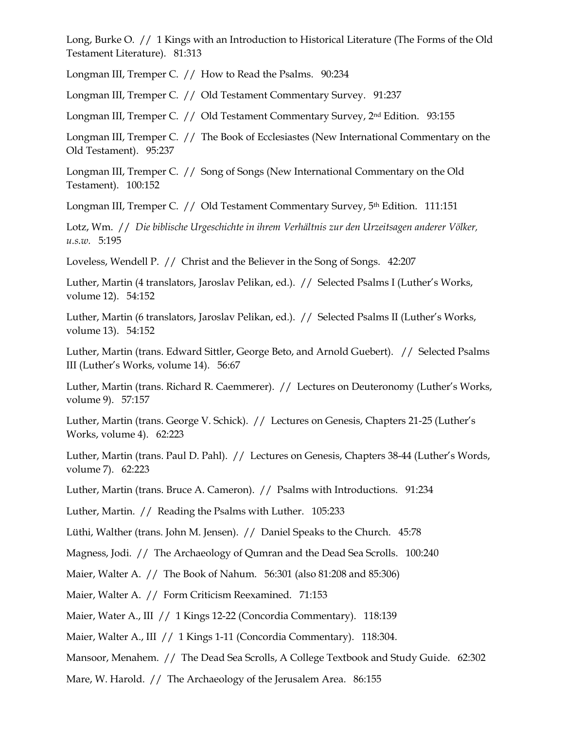Long, Burke O. // 1 Kings with an Introduction to Historical Literature (The Forms of the Old Testament Literature). 81:313

Longman III, Tremper C. // How to Read the Psalms. 90:234

Longman III, Tremper C. // Old Testament Commentary Survey. 91:237

Longman III, Tremper C. // Old Testament Commentary Survey, 2nd Edition. 93:155

Longman III, Tremper C. // The Book of Ecclesiastes (New International Commentary on the Old Testament). 95:237

Longman III, Tremper C. // Song of Songs (New International Commentary on the Old Testament). 100:152

Longman III, Tremper C. // Old Testament Commentary Survey, 5th Edition. 111:151

Lotz, Wm. // *Die biblische Urgeschichte in ihrem Verhältnis zur den Urzeitsagen anderer Völker, u.s.w.* 5:195

Loveless, Wendell P. // Christ and the Believer in the Song of Songs. 42:207

Luther, Martin (4 translators, Jaroslav Pelikan, ed.). // Selected Psalms I (Luther's Works, volume 12). 54:152

Luther, Martin (6 translators, Jaroslav Pelikan, ed.). // Selected Psalms II (Luther's Works, volume 13). 54:152

Luther, Martin (trans. Edward Sittler, George Beto, and Arnold Guebert). // Selected Psalms III (Luther's Works, volume 14). 56:67

Luther, Martin (trans. Richard R. Caemmerer). // Lectures on Deuteronomy (Luther's Works, volume 9). 57:157

Luther, Martin (trans. George V. Schick). // Lectures on Genesis, Chapters 21-25 (Luther's Works, volume 4). 62:223

Luther, Martin (trans. Paul D. Pahl). // Lectures on Genesis, Chapters 38-44 (Luther's Words, volume 7). 62:223

Luther, Martin (trans. Bruce A. Cameron). // Psalms with Introductions. 91:234

Luther, Martin. // Reading the Psalms with Luther. 105:233

Lüthi, Walther (trans. John M. Jensen). // Daniel Speaks to the Church. 45:78

Magness, Jodi. // The Archaeology of Qumran and the Dead Sea Scrolls. 100:240

Maier, Walter A. // The Book of Nahum. 56:301 (also 81:208 and 85:306)

Maier, Walter A. // Form Criticism Reexamined. 71:153

Maier, Water A., III // 1 Kings 12-22 (Concordia Commentary). 118:139

Maier, Walter A., III // 1 Kings 1-11 (Concordia Commentary). 118:304.

Mansoor, Menahem. // The Dead Sea Scrolls, A College Textbook and Study Guide. 62:302

Mare, W. Harold. // The Archaeology of the Jerusalem Area. 86:155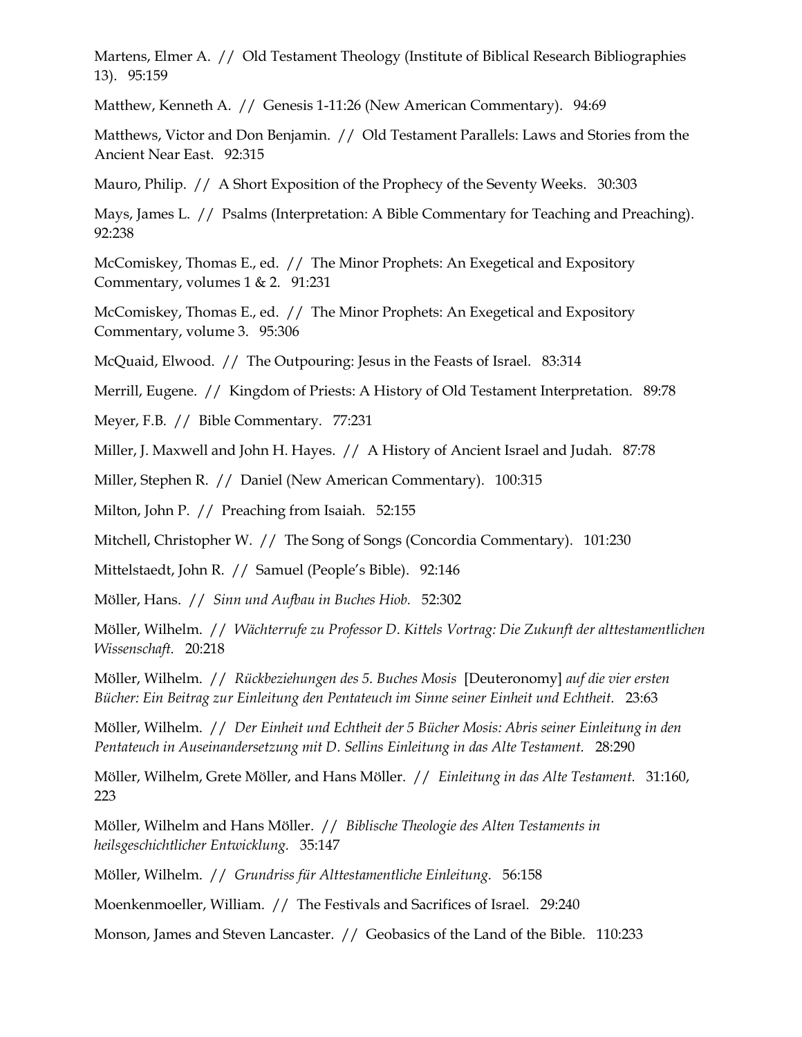Martens, Elmer A. // Old Testament Theology (Institute of Biblical Research Bibliographies 13). 95:159

Matthew, Kenneth A. // Genesis 1-11:26 (New American Commentary). 94:69

Matthews, Victor and Don Benjamin. // Old Testament Parallels: Laws and Stories from the Ancient Near East. 92:315

Mauro, Philip. // A Short Exposition of the Prophecy of the Seventy Weeks. 30:303

Mays, James L. // Psalms (Interpretation: A Bible Commentary for Teaching and Preaching). 92:238

McComiskey, Thomas E., ed. // The Minor Prophets: An Exegetical and Expository Commentary, volumes 1 & 2. 91:231

McComiskey, Thomas E., ed. // The Minor Prophets: An Exegetical and Expository Commentary, volume 3. 95:306

McQuaid, Elwood. // The Outpouring: Jesus in the Feasts of Israel. 83:314

Merrill, Eugene. // Kingdom of Priests: A History of Old Testament Interpretation. 89:78

Meyer, F.B. // Bible Commentary. 77:231

Miller, J. Maxwell and John H. Hayes. // A History of Ancient Israel and Judah. 87:78

Miller, Stephen R. // Daniel (New American Commentary). 100:315

Milton, John P. // Preaching from Isaiah. 52:155

Mitchell, Christopher W. // The Song of Songs (Concordia Commentary). 101:230

Mittelstaedt, John R. // Samuel (People's Bible). 92:146

Möller, Hans. // *Sinn und Aufbau in Buches Hiob.* 52:302

Möller, Wilhelm. // *Wächterrufe zu Professor D. Kittels Vortrag: Die Zukunft der alttestamentlichen Wissenschaft.* 20:218

Möller, Wilhelm. // *Rückbeziehungen des 5. Buches Mosis* [Deuteronomy] *auf die vier ersten Bücher: Ein Beitrag zur Einleitung den Pentateuch im Sinne seiner Einheit und Echtheit.* 23:63

Möller, Wilhelm. // *Der Einheit und Echtheit der 5 Bücher Mosis: Abris seiner Einleitung in den Pentateuch in Auseinandersetzung mit D. Sellins Einleitung in das Alte Testament.* 28:290

Möller, Wilhelm, Grete Möller, and Hans Möller. // *Einleitung in das Alte Testament.* 31:160, 223

Möller, Wilhelm and Hans Möller. // *Biblische Theologie des Alten Testaments in heilsgeschichtlicher Entwicklung.* 35:147

Möller, Wilhelm. // *Grundriss für Alttestamentliche Einleitung.* 56:158

Moenkenmoeller, William. // The Festivals and Sacrifices of Israel. 29:240

Monson, James and Steven Lancaster. // Geobasics of the Land of the Bible. 110:233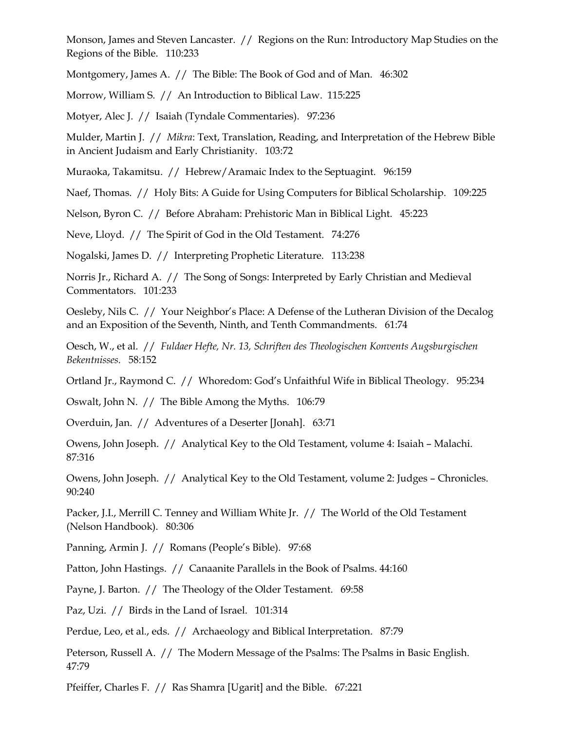Monson, James and Steven Lancaster. // Regions on the Run: Introductory Map Studies on the Regions of the Bible. 110:233

Montgomery, James A. // The Bible: The Book of God and of Man. 46:302

Morrow, William S. // An Introduction to Biblical Law. 115:225

Motyer, Alec J. // Isaiah (Tyndale Commentaries). 97:236

Mulder, Martin J. // *Mikra*: Text, Translation, Reading, and Interpretation of the Hebrew Bible in Ancient Judaism and Early Christianity. 103:72

Muraoka, Takamitsu. // Hebrew/Aramaic Index to the Septuagint. 96:159

Naef, Thomas. // Holy Bits: A Guide for Using Computers for Biblical Scholarship. 109:225

Nelson, Byron C. // Before Abraham: Prehistoric Man in Biblical Light. 45:223

Neve, Lloyd. // The Spirit of God in the Old Testament. 74:276

Nogalski, James D. // Interpreting Prophetic Literature. 113:238

Norris Jr., Richard A. // The Song of Songs: Interpreted by Early Christian and Medieval Commentators. 101:233

Oesleby, Nils C. // Your Neighbor's Place: A Defense of the Lutheran Division of the Decalog and an Exposition of the Seventh, Ninth, and Tenth Commandments. 61:74

Oesch, W., et al. // *Fuldaer Hefte, Nr. 13, Schriften des Theologischen Konvents Augsburgischen Bekentnisses.* 58:152

Ortland Jr., Raymond C. // Whoredom: God's Unfaithful Wife in Biblical Theology. 95:234

Oswalt, John N. // The Bible Among the Myths. 106:79

Overduin, Jan. // Adventures of a Deserter [Jonah]. 63:71

Owens, John Joseph. // Analytical Key to the Old Testament, volume 4: Isaiah – Malachi. 87:316

Owens, John Joseph. // Analytical Key to the Old Testament, volume 2: Judges – Chronicles. 90:240

Packer, J.I., Merrill C. Tenney and William White Jr. // The World of the Old Testament (Nelson Handbook). 80:306

Panning, Armin J. // Romans (People's Bible). 97:68

Patton, John Hastings. // Canaanite Parallels in the Book of Psalms. 44:160

Payne, J. Barton. // The Theology of the Older Testament. 69:58

Paz, Uzi. // Birds in the Land of Israel. 101:314

Perdue, Leo, et al., eds. // Archaeology and Biblical Interpretation. 87:79

Peterson, Russell A. // The Modern Message of the Psalms: The Psalms in Basic English. 47:79

Pfeiffer, Charles F. // Ras Shamra [Ugarit] and the Bible. 67:221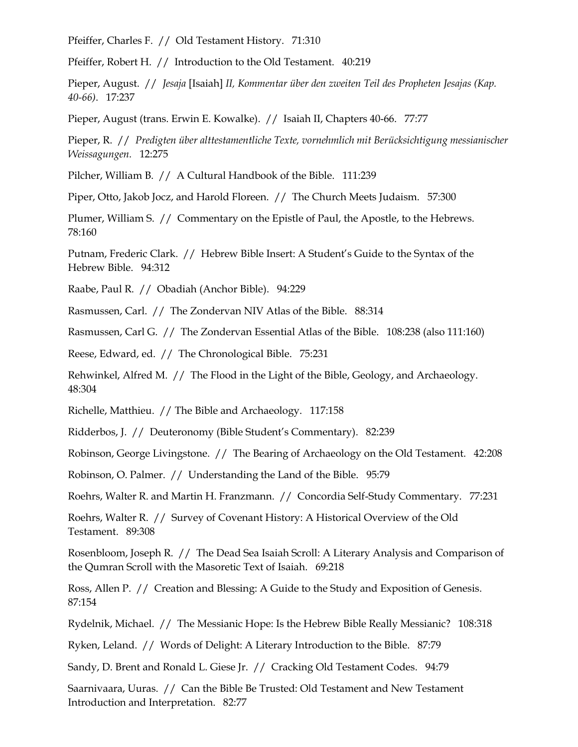Pfeiffer, Charles F. // Old Testament History. 71:310

Pfeiffer, Robert H. // Introduction to the Old Testament. 40:219

Pieper, August. // *Jesaja* [Isaiah] *II, Kommentar über den zweiten Teil des Propheten Jesajas (Kap. 40-66)*. 17:237

Pieper, August (trans. Erwin E. Kowalke). // Isaiah II, Chapters 40-66. 77:77

Pieper, R. // *Predigten über alttestamentliche Texte, vornehmlich mit Berücksichtigung messianischer Weissagungen.* 12:275

Pilcher, William B. // A Cultural Handbook of the Bible. 111:239

Piper, Otto, Jakob Jocz, and Harold Floreen. // The Church Meets Judaism. 57:300

Plumer, William S. // Commentary on the Epistle of Paul, the Apostle, to the Hebrews. 78:160

Putnam, Frederic Clark. // Hebrew Bible Insert: A Student's Guide to the Syntax of the Hebrew Bible. 94:312

Raabe, Paul R. // Obadiah (Anchor Bible). 94:229

Rasmussen, Carl. // The Zondervan NIV Atlas of the Bible. 88:314

Rasmussen, Carl G. // The Zondervan Essential Atlas of the Bible. 108:238 (also 111:160)

Reese, Edward, ed. // The Chronological Bible. 75:231

Rehwinkel, Alfred M. // The Flood in the Light of the Bible, Geology, and Archaeology. 48:304

Richelle, Matthieu. // The Bible and Archaeology. 117:158

Ridderbos, J. // Deuteronomy (Bible Student's Commentary). 82:239

Robinson, George Livingstone. // The Bearing of Archaeology on the Old Testament. 42:208

Robinson, O. Palmer. // Understanding the Land of the Bible. 95:79

Roehrs, Walter R. and Martin H. Franzmann. // Concordia Self-Study Commentary. 77:231

Roehrs, Walter R. // Survey of Covenant History: A Historical Overview of the Old Testament. 89:308

Rosenbloom, Joseph R. // The Dead Sea Isaiah Scroll: A Literary Analysis and Comparison of the Qumran Scroll with the Masoretic Text of Isaiah. 69:218

Ross, Allen P. // Creation and Blessing: A Guide to the Study and Exposition of Genesis. 87:154

Rydelnik, Michael. // The Messianic Hope: Is the Hebrew Bible Really Messianic? 108:318

Ryken, Leland. // Words of Delight: A Literary Introduction to the Bible. 87:79

Sandy, D. Brent and Ronald L. Giese Jr. // Cracking Old Testament Codes. 94:79

Saarnivaara, Uuras. // Can the Bible Be Trusted: Old Testament and New Testament Introduction and Interpretation. 82:77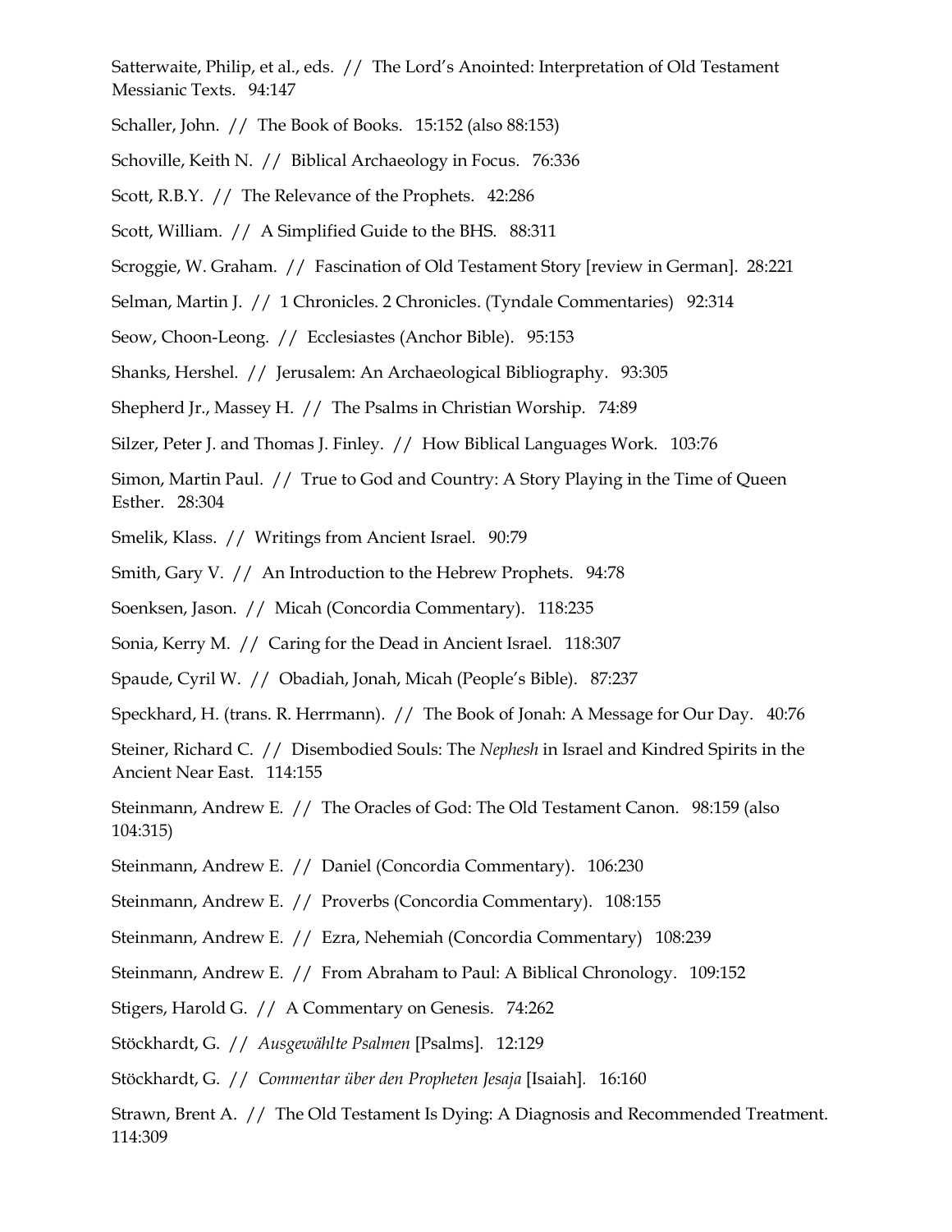Satterwaite, Philip, et al., eds. // The Lord's Anointed: Interpretation of Old Testament Messianic Texts. 94:147

Schaller, John. // The Book of Books. 15:152 (also 88:153)

Schoville, Keith N. // Biblical Archaeology in Focus. 76:336

Scott, R.B.Y. // The Relevance of the Prophets. 42:286

Scott, William. // A Simplified Guide to the BHS. 88:311

Scroggie, W. Graham. // Fascination of Old Testament Story [review in German]. 28:221

Selman, Martin J. // 1 Chronicles. 2 Chronicles. (Tyndale Commentaries) 92:314

Seow, Choon-Leong. // Ecclesiastes (Anchor Bible). 95:153

Shanks, Hershel. // Jerusalem: An Archaeological Bibliography. 93:305

Shepherd Jr., Massey H. // The Psalms in Christian Worship. 74:89

Silzer, Peter J. and Thomas J. Finley. // How Biblical Languages Work. 103:76

Simon, Martin Paul. // True to God and Country: A Story Playing in the Time of Queen Esther. 28:304

Smelik, Klass. // Writings from Ancient Israel. 90:79

Smith, Gary V. // An Introduction to the Hebrew Prophets. 94:78

Soenksen, Jason. // Micah (Concordia Commentary). 118:235

Sonia, Kerry M. // Caring for the Dead in Ancient Israel. 118:307

Spaude, Cyril W. // Obadiah, Jonah, Micah (People's Bible). 87:237

Speckhard, H. (trans. R. Herrmann). // The Book of Jonah: A Message for Our Day. 40:76

Steiner, Richard C. // Disembodied Souls: The *Nephesh* in Israel and Kindred Spirits in the Ancient Near East. 114:155

Steinmann, Andrew E. // The Oracles of God: The Old Testament Canon. 98:159 (also 104:315)

Steinmann, Andrew E. // Daniel (Concordia Commentary). 106:230

Steinmann, Andrew E. // Proverbs (Concordia Commentary). 108:155

Steinmann, Andrew E. // Ezra, Nehemiah (Concordia Commentary) 108:239

Steinmann, Andrew E. // From Abraham to Paul: A Biblical Chronology. 109:152

Stigers, Harold G. // A Commentary on Genesis. 74:262

Stöckhardt, G. // *Ausgewählte Psalmen* [Psalms]. 12:129

Stöckhardt, G. // *Commentar über den Propheten Jesaja* [Isaiah]. 16:160

Strawn, Brent A. // The Old Testament Is Dying: A Diagnosis and Recommended Treatment. 114:309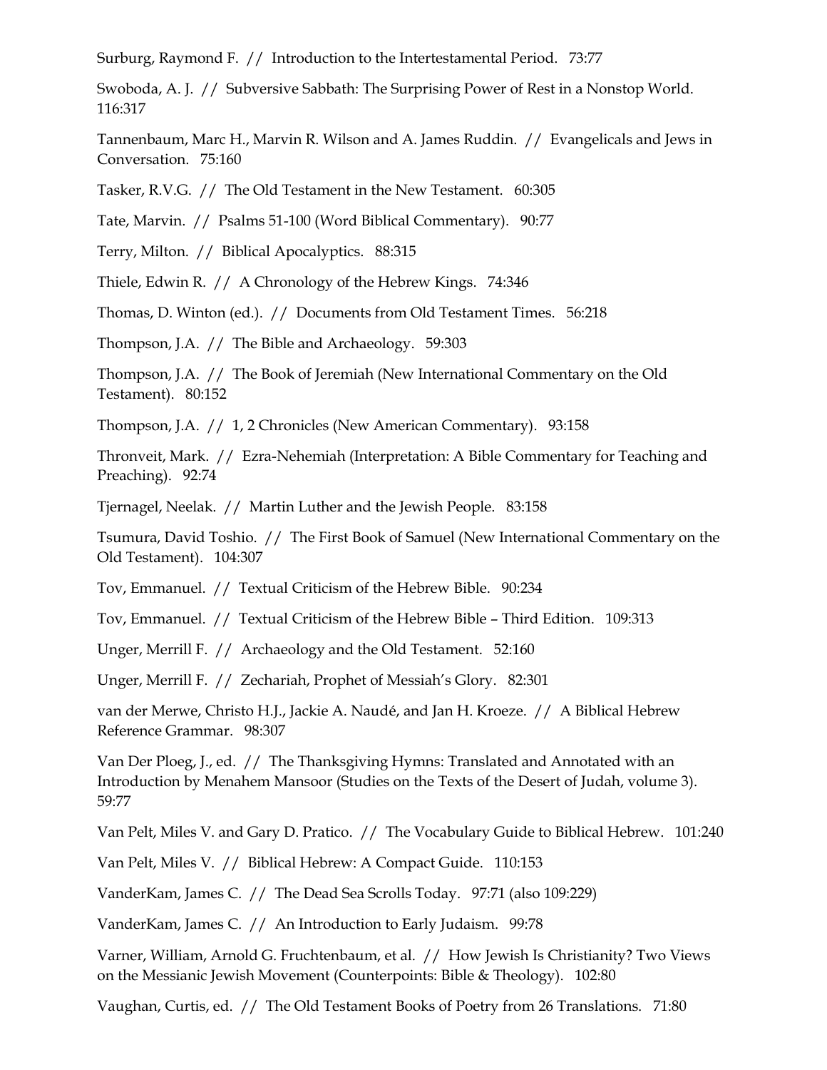Surburg, Raymond F. // Introduction to the Intertestamental Period. 73:77

Swoboda, A. J. // Subversive Sabbath: The Surprising Power of Rest in a Nonstop World. 116:317

Tannenbaum, Marc H., Marvin R. Wilson and A. James Ruddin. // Evangelicals and Jews in Conversation. 75:160

Tasker, R.V.G. // The Old Testament in the New Testament. 60:305

Tate, Marvin. // Psalms 51-100 (Word Biblical Commentary). 90:77

Terry, Milton. // Biblical Apocalyptics. 88:315

Thiele, Edwin R. // A Chronology of the Hebrew Kings. 74:346

Thomas, D. Winton (ed.). // Documents from Old Testament Times. 56:218

Thompson, J.A. // The Bible and Archaeology. 59:303

Thompson, J.A. // The Book of Jeremiah (New International Commentary on the Old Testament). 80:152

Thompson, J.A. // 1, 2 Chronicles (New American Commentary). 93:158

Throntveit, Mark. // Ezra-Nehemiah (Interpretation: A Bible Commentary for Teaching and Preaching). 92:74

Tjernagel, Neelak. // Martin Luther and the Jewish People. 83:158

Tsumura, David Toshio. // The First Book of Samuel (New International Commentary on the Old Testament). 104:307

Tov, Emmanuel. // Textual Criticism of the Hebrew Bible. 90:234

Tov, Emmanuel. // Textual Criticism of the Hebrew Bible – Third Edition. 109:313

Unger, Merrill F. // Archaeology and the Old Testament. 52:160

Unger, Merrill F. // Zechariah, Prophet of Messiah's Glory. 82:301

van der Merwe, Christo H.J., Jackie A. Naudé, and Jan H. Kroeze. // A Biblical Hebrew Reference Grammar. 98:307

Van Der Ploeg, J., ed. // The Thanksgiving Hymns: Translated and Annotated with an Introduction by Menahem Mansoor (Studies on the Texts of the Desert of Judah, volume 3). 59:77

Van Pelt, Miles V. and Gary D. Pratico. // The Vocabulary Guide to Biblical Hebrew. 101:240

Van Pelt, Miles V. // Biblical Hebrew: A Compact Guide. 110:153

VanderKam, James C. // The Dead Sea Scrolls Today. 97:71 (also 109:229)

VanderKam, James C. // An Introduction to Early Judaism. 99:78

Varner, William, Arnold G. Fruchtenbaum, et al. // How Jewish Is Christianity? Two Views on the Messianic Jewish Movement (Counterpoints: Bible & Theology). 102:80

Vaughan, Curtis, ed. // The Old Testament Books of Poetry from 26 Translations. 71:80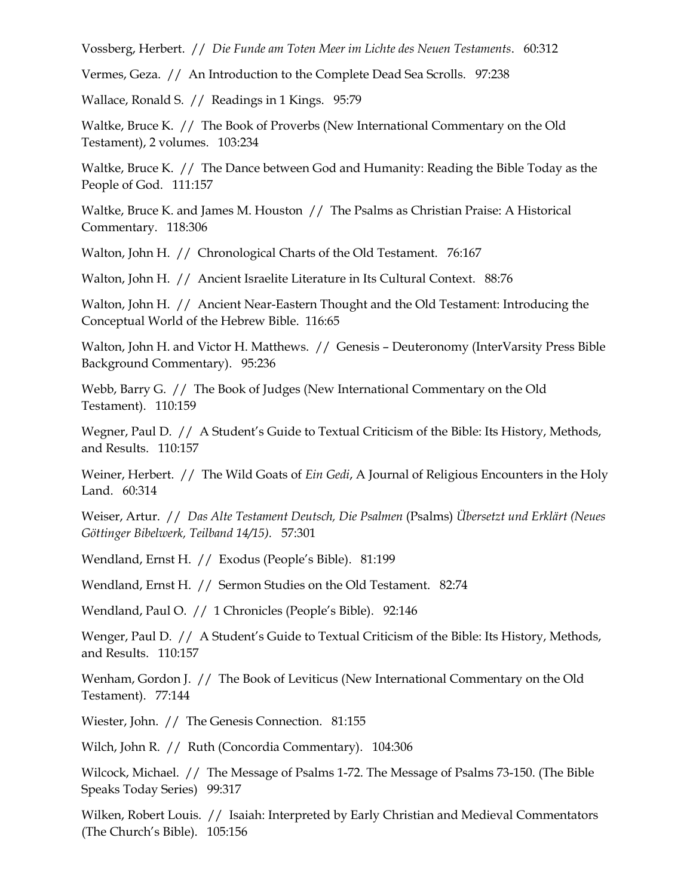Vossberg, Herbert. // *Die Funde am Toten Meer im Lichte des Neuen Testaments*. 60:312

Vermes, Geza. // An Introduction to the Complete Dead Sea Scrolls. 97:238

Wallace, Ronald S. // Readings in 1 Kings. 95:79

Waltke, Bruce K. // The Book of Proverbs (New International Commentary on the Old Testament), 2 volumes. 103:234

Waltke, Bruce K. // The Dance between God and Humanity: Reading the Bible Today as the People of God. 111:157

Waltke, Bruce K. and James M. Houston // The Psalms as Christian Praise: A Historical Commentary. 118:306

Walton, John H. // Chronological Charts of the Old Testament. 76:167

Walton, John H. // Ancient Israelite Literature in Its Cultural Context. 88:76

Walton, John H. // Ancient Near-Eastern Thought and the Old Testament: Introducing the Conceptual World of the Hebrew Bible. 116:65

Walton, John H. and Victor H. Matthews. // Genesis – Deuteronomy (InterVarsity Press Bible Background Commentary). 95:236

Webb, Barry G. // The Book of Judges (New International Commentary on the Old Testament). 110:159

Wegner, Paul D. // A Student's Guide to Textual Criticism of the Bible: Its History, Methods, and Results. 110:157

Weiner, Herbert. // The Wild Goats of *Ein Gedi*, A Journal of Religious Encounters in the Holy Land. 60:314

Weiser, Artur. // *Das Alte Testament Deutsch, Die Psalmen* (Psalms) *Übersetzt und Erklärt (Neues Göttinger Bibelwerk, Teilband 14/15).* 57:301

Wendland, Ernst H. // Exodus (People's Bible). 81:199

Wendland, Ernst H. // Sermon Studies on the Old Testament. 82:74

Wendland, Paul O. // 1 Chronicles (People's Bible). 92:146

Wenger, Paul D. // A Student's Guide to Textual Criticism of the Bible: Its History, Methods, and Results. 110:157

Wenham, Gordon J. // The Book of Leviticus (New International Commentary on the Old Testament). 77:144

Wiester, John. // The Genesis Connection. 81:155

Wilch, John R. // Ruth (Concordia Commentary). 104:306

Wilcock, Michael. // The Message of Psalms 1-72. The Message of Psalms 73-150. (The Bible Speaks Today Series) 99:317

Wilken, Robert Louis. // Isaiah: Interpreted by Early Christian and Medieval Commentators (The Church's Bible). 105:156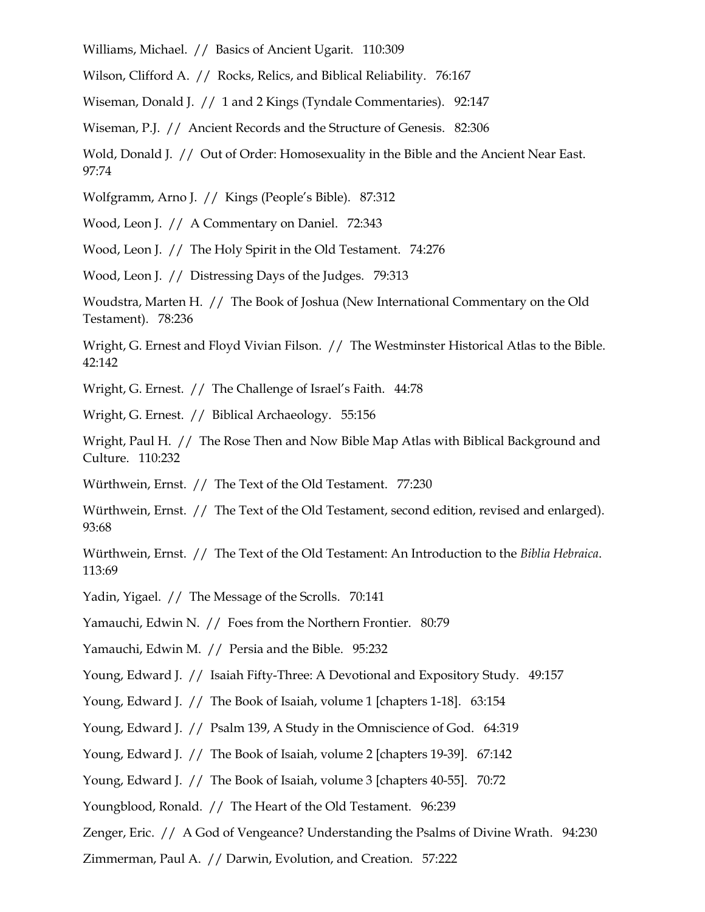Williams, Michael. // Basics of Ancient Ugarit. 110:309

Wilson, Clifford A. // Rocks, Relics, and Biblical Reliability. 76:167

Wiseman, Donald J. // 1 and 2 Kings (Tyndale Commentaries). 92:147

Wiseman, P.J. // Ancient Records and the Structure of Genesis. 82:306

Wold, Donald J. // Out of Order: Homosexuality in the Bible and the Ancient Near East. 97:74

Wolfgramm, Arno J. // Kings (People's Bible). 87:312

Wood, Leon J. // A Commentary on Daniel. 72:343

Wood, Leon J. // The Holy Spirit in the Old Testament. 74:276

Wood, Leon J. // Distressing Days of the Judges. 79:313

Woudstra, Marten H. // The Book of Joshua (New International Commentary on the Old Testament). 78:236

Wright, G. Ernest and Floyd Vivian Filson. // The Westminster Historical Atlas to the Bible. 42:142

Wright, G. Ernest. // The Challenge of Israel's Faith. 44:78

Wright, G. Ernest. // Biblical Archaeology. 55:156

Wright, Paul H. // The Rose Then and Now Bible Map Atlas with Biblical Background and Culture. 110:232

Würthwein, Ernst. // The Text of the Old Testament. 77:230

Würthwein, Ernst. // The Text of the Old Testament, second edition, revised and enlarged). 93:68

Würthwein, Ernst. // The Text of the Old Testament: An Introduction to the *Biblia Hebraica*. 113:69

Yadin, Yigael. // The Message of the Scrolls. 70:141

Yamauchi, Edwin N. // Foes from the Northern Frontier. 80:79

Yamauchi, Edwin M. // Persia and the Bible. 95:232

Young, Edward J. // Isaiah Fifty-Three: A Devotional and Expository Study. 49:157

Young, Edward J. // The Book of Isaiah, volume 1 [chapters 1-18]. 63:154

Young, Edward J. // Psalm 139, A Study in the Omniscience of God. 64:319

Young, Edward J. // The Book of Isaiah, volume 2 [chapters 19-39]. 67:142

Young, Edward J. // The Book of Isaiah, volume 3 [chapters 40-55]. 70:72

Youngblood, Ronald. // The Heart of the Old Testament. 96:239

Zenger, Eric. // A God of Vengeance? Understanding the Psalms of Divine Wrath. 94:230

Zimmerman, Paul A. // Darwin, Evolution, and Creation. 57:222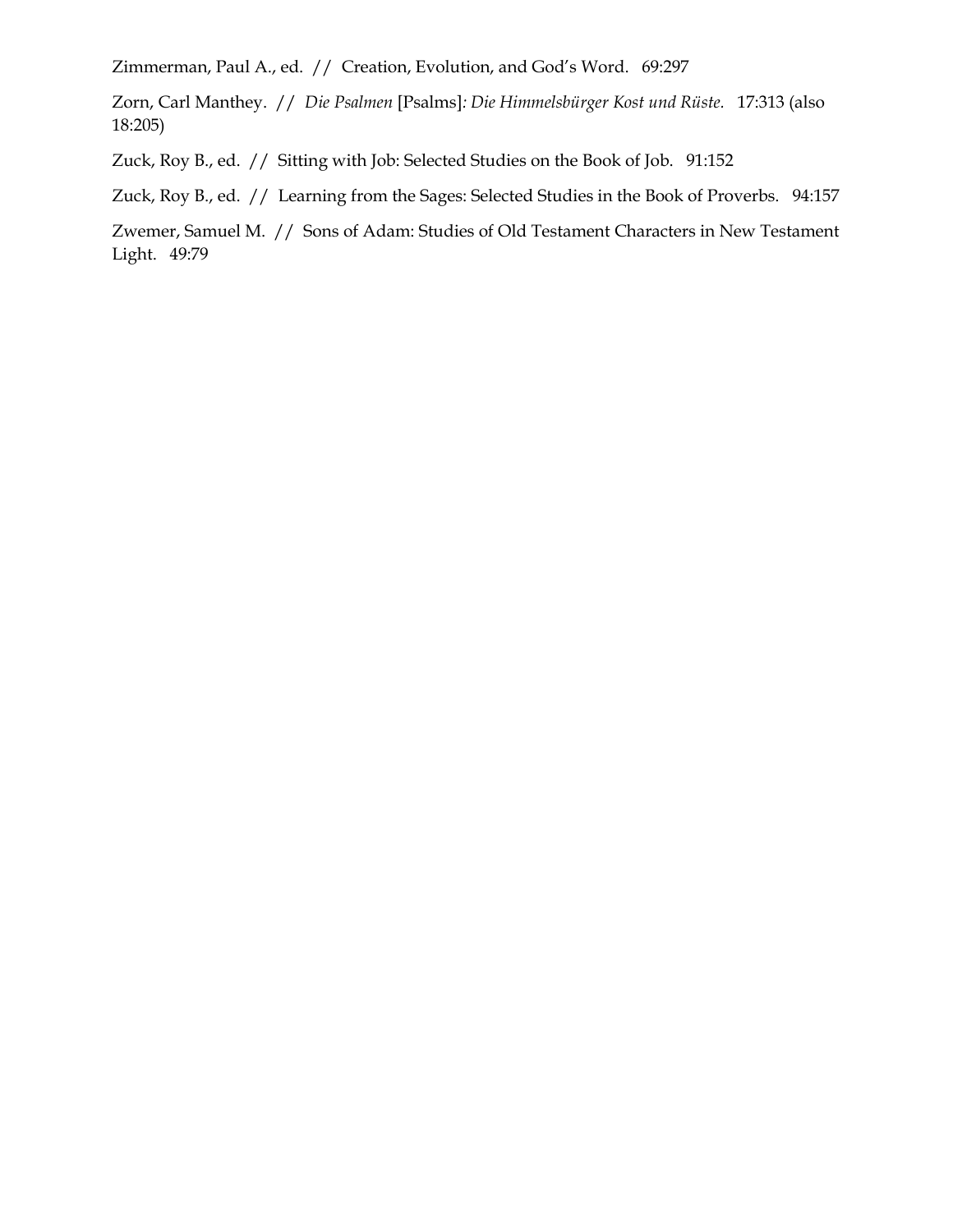Zimmerman, Paul A., ed. // Creation, Evolution, and God's Word. 69:297

Zorn, Carl Manthey. // *Die Psalmen* [Psalms]*: Die Himmelsbürger Kost und Rüste.* 17:313 (also 18:205)

Zuck, Roy B., ed. // Sitting with Job: Selected Studies on the Book of Job. 91:152

Zuck, Roy B., ed. // Learning from the Sages: Selected Studies in the Book of Proverbs. 94:157

Zwemer, Samuel M. // Sons of Adam: Studies of Old Testament Characters in New Testament Light. 49:79